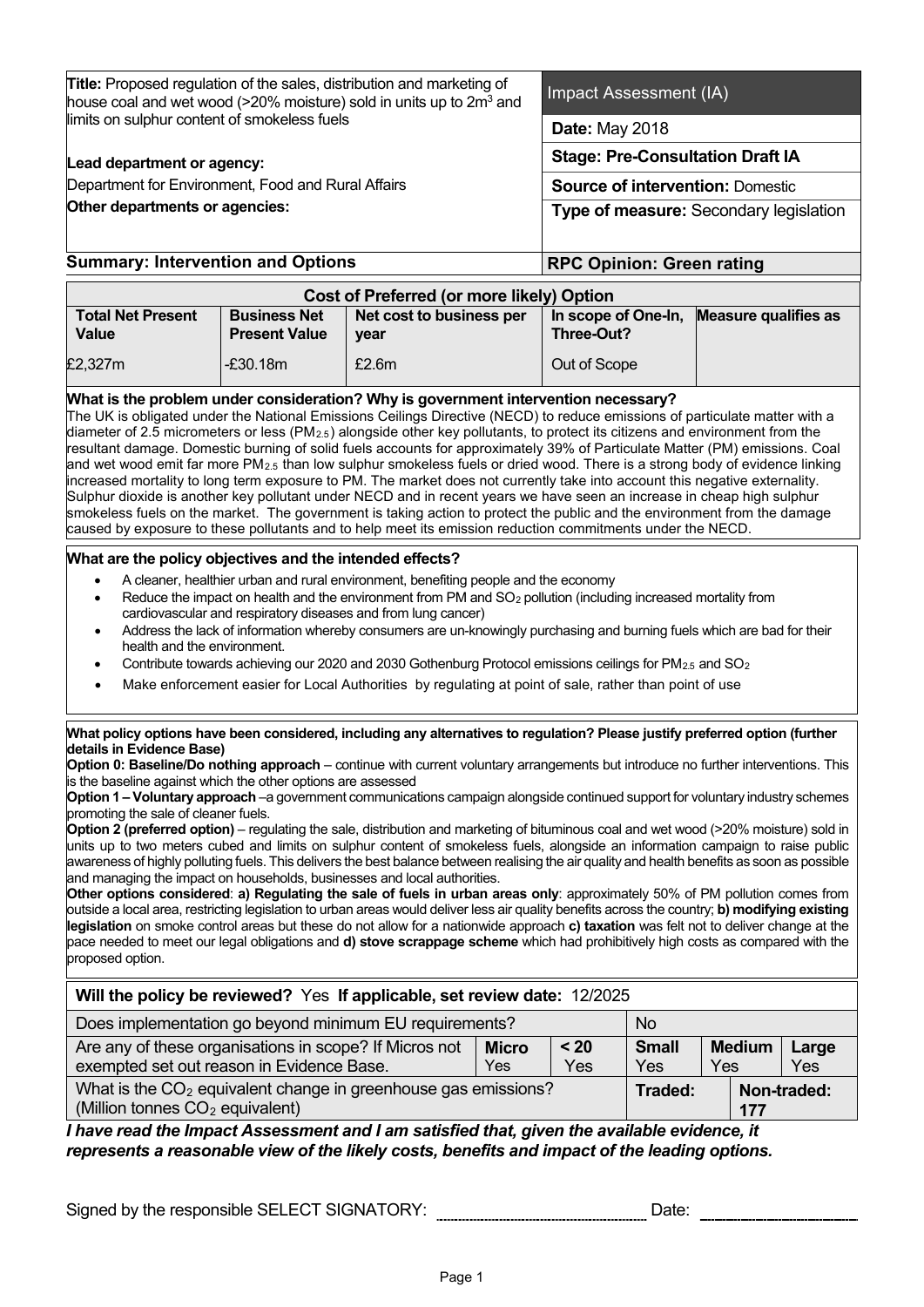| **Title:** Proposed regulation of the sales, distribution and marketing of house coal and wet wood (>20% moisture) sold in units up to $2m^3$ and limits on sulphur content of smokeless fuels | Impact Assessment (IA) |
|---|---|
| | **Date:** May 2018 |
| **Lead department or agency:** Department for Environment, Food and Rural Affairs | **Stage: Pre-Consultation Draft IA** |
| | **Source of intervention:** Domestic |
| **Other departments or agencies:** | **Type of measure:** Secondary legislation |
| **Summary: Intervention and Options** | **RPC Opinion: Green rating** |

**Cost of Preferred (or more likely) Option**

| Total Net Present Value | Business Net Present Value | Net cost to business per year | In scope of One-In, Three-Out? | Measure qualifies as |
|---|---|---|---|---|
| £2,327m | -£30.18m | £2.6m | Out of Scope | |

**What is the problem under consideration? Why is government intervention necessary?**

The UK is obligated under the National Emissions Ceilings Directive (NECD) to reduce emissions of particulate matter with a diameter of 2.5 micrometers or less ($PM_{2.5}$) alongside other key pollutants, to protect its citizens and environment from the resultant damage. Domestic burning of solid fuels accounts for approximately 39% of Particulate Matter (PM) emissions. Coal and wet wood emit far more $PM_{2.5}$ than low sulphur smokeless fuels or dried wood. There is a strong body of evidence linking increased mortality to long term exposure to PM. The market does not currently take into account this negative externality. Sulphur dioxide is another key pollutant under NECD and in recent years we have seen an increase in cheap high sulphur smokeless fuels on the market. The government is taking action to protect the public and the environment from the damage caused by exposure to these pollutants and to help meet its emission reduction commitments under the NECD.

**What are the policy objectives and the intended effects?**

- A cleaner, healthier urban and rural environment, benefiting people and the economy
- Reduce the impact on health and the environment from PM and $SO_2$ pollution (including increased mortality from cardiovascular and respiratory diseases and from lung cancer)
- Address the lack of information whereby consumers are un-knowingly purchasing and burning fuels which are bad for their health and the environment.
- Contribute towards achieving our 2020 and 2030 Gothenburg Protocol emissions ceilings for $PM_{2.5}$ and $SO_2$
- Make enforcement easier for Local Authorities by regulating at point of sale, rather than point of use

**What policy options have been considered, including any alternatives to regulation? Please justify preferred option (further details in Evidence Base)**

**Option 0: Baseline/Do nothing approach** – continue with current voluntary arrangements but introduce no further interventions. This is the baseline against which the other options are assessed

**Option 1 – Voluntary approach** –a government communications campaign alongside continued support for voluntary industry schemes promoting the sale of cleaner fuels.

**Option 2 (preferred option)** – regulating the sale, distribution and marketing of bituminous coal and wet wood (>20% moisture) sold in units up to two meters cubed and limits on sulphur content of smokeless fuels, alongside an information campaign to raise public awareness of highly polluting fuels. This delivers the best balance between realising the air quality and health benefits as soon as possible and managing the impact on households, businesses and local authorities.

**Other options considered**: **a) Regulating the sale of fuels in urban areas only**: approximately 50% of PM pollution comes from outside a local area, restricting legislation to urban areas would deliver less air quality benefits across the country; **b) modifying existing legislation** on smoke control areas but these do not allow for a nationwide approach **c) taxation** was felt not to deliver change at the pace needed to meet our legal obligations and **d) stove scrappage scheme** which had prohibitively high costs as compared with the proposed option.

| **Will the policy be reviewed?** Yes **If applicable, set review date:** 12/2025 | | | | | |
|---|---|---|---|---|---|
| Does implementation go beyond minimum EU requirements? | | | No | | |
| Are any of these organisations in scope? If Micros not exempted set out reason in Evidence Base. | **Micro** Yes | **< 20** Yes | **Small** Yes | **Medium** Yes | **Large** Yes |
| What is the $CO_2$ equivalent change in greenhouse gas emissions? (Million tonnes $CO_2$ equivalent) | | | **Traded:** | **Non-traded:** 177 | |

***I have read the Impact Assessment and I am satisfied that, given the available evidence, it represents a reasonable view of the likely costs, benefits and impact of the leading options.***

Signed by the responsible SELECT SIGNATORY: \_\_\_\_\_\_\_\_\_\_\_\_\_\_\_\_ Date: \_\_\_\_\_\_\_\_\_\_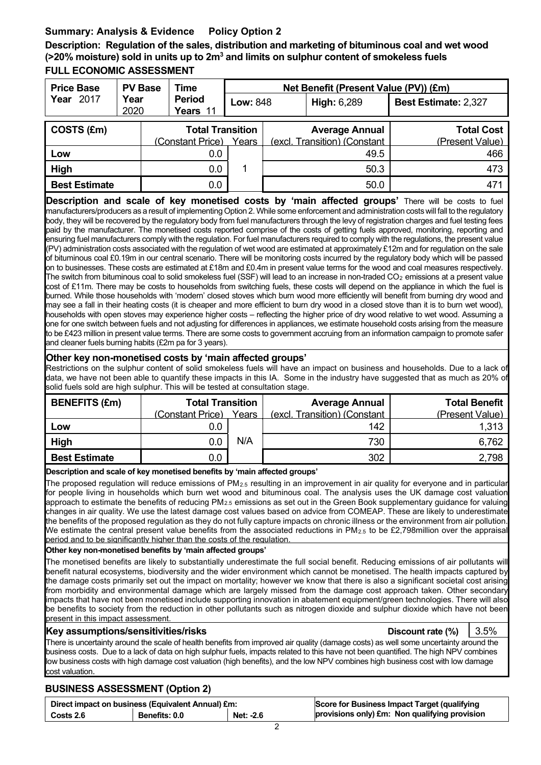## Summary: Analysis & Evidence Policy Option 2

**Description: Regulation of the sales, distribution and marketing of bituminous coal and wet wood (>20% moisture) sold in units up to 2m$^3$ and limits on sulphur content of smokeless fuels**

**FULL ECONOMIC ASSESSMENT**

| Price Base Year 2017 | PV Base Year 2020 | Time Period Years 11 | Net Benefit (Present Value (PV)) (£m) | | |
|---|---|---|---|---|---|
| | | | **Low:** 848 | **High:** 6,289 | **Best Estimate:** 2,327 |

| COSTS (£m) | Total Transition (Constant Price) | Years | Average Annual (excl. Transition) (Constant | Total Cost (Present Value) |
|---|---|---|---|---|
| **Low** | 0.0 | 1 | 49.5 | 466 |
| **High** | 0.0 | | 50.3 | 473 |
| **Best Estimate** | 0.0 | | 50.0 | 471 |

**Description and scale of key monetised costs by 'main affected groups'** There will be costs to fuel manufacturers/producers as a result of implementing Option 2. While some enforcement and administration costs will fall to the regulatory body, they will be recovered by the regulatory body from fuel manufacturers through the levy of registration charges and fuel testing fees paid by the manufacturer. The monetised costs reported comprise of the costs of getting fuels approved, monitoring, reporting and ensuring fuel manufacturers comply with the regulation. For fuel manufacturers required to comply with the regulations, the present value (PV) administration costs associated with the regulation of wet wood are estimated at approximately £12m and for regulation on the sale of bituminous coal £0.19m in our central scenario. There will be monitoring costs incurred by the regulatory body which will be passed on to businesses. These costs are estimated at £18m and £0.4m in present value terms for the wood and coal measures respectively. The switch from bituminous coal to solid smokeless fuel (SSF) will lead to an increase in non-traded $CO_2$ emissions at a present value cost of £11m. There may be costs to households from switching fuels, these costs will depend on the appliance in which the fuel is burned. While those households with 'modern' closed stoves which burn wood more efficiently will benefit from burning dry wood and may see a fall in their heating costs (it is cheaper and more efficient to burn dry wood in a closed stove than it is to burn wet wood), households with open stoves may experience higher costs – reflecting the higher price of dry wood relative to wet wood. Assuming a one for one switch between fuels and not adjusting for differences in appliances, we estimate household costs arising from the measure to be £423 million in present value terms. There are some costs to government accruing from an information campaign to promote safer and cleaner fuels burning habits (£2m pa for 3 years).

**Other key non-monetised costs by 'main affected groups'**

Restrictions on the sulphur content of solid smokeless fuels will have an impact on business and households. Due to a lack of data, we have not been able to quantify these impacts in this IA. Some in the industry have suggested that as much as 20% of solid fuels sold are high sulphur. This will be tested at consultation stage.

| BENEFITS (£m) | Total Transition (Constant Price) | Years | Average Annual (excl. Transition) (Constant | Total Benefit (Present Value) |
|---|---|---|---|---|
| **Low** | 0.0 | N/A | 142 | 1,313 |
| **High** | 0.0 | | 730 | 6,762 |
| **Best Estimate** | 0.0 | | 302 | 2,798 |

**Description and scale of key monetised benefits by 'main affected groups'**

The proposed regulation will reduce emissions of $PM_{2.5}$ resulting in an improvement in air quality for everyone and in particular for people living in households which burn wet wood and bituminous coal. The analysis uses the UK damage cost valuation approach to estimate the benefits of reducing $PM_{2.5}$ emissions as set out in the Green Book supplementary guidance for valuing changes in air quality. We use the latest damage cost values based on advice from COMEAP. These are likely to underestimate the benefits of the proposed regulation as they do not fully capture impacts on chronic illness or the environment from air pollution. We estimate the central present value benefits from the associated reductions in $PM_{2.5}$ to be £2,798million over the appraisal period and to be significantly higher than the costs of the regulation.

**Other key non-monetised benefits by 'main affected groups'**

The monetised benefits are likely to substantially underestimate the full social benefit. Reducing emissions of air pollutants will benefit natural ecosystems, biodiversity and the wider environment which cannot be monetised. The health impacts captured by the damage costs primarily set out the impact on mortality; however we know that there is also a significant societal cost arising from morbidity and environmental damage which are largely missed from the damage cost approach taken. Other secondary impacts that have not been monetised include supporting innovation in abatement equipment/green technologies. There will also be benefits to society from the reduction in other pollutants such as nitrogen dioxide and sulphur dioxide which have not been present in this impact assessment.

**Key assumptions/sensitivities/risks** **Discount rate (%)** 3.5%

There is uncertainty around the scale of health benefits from improved air quality (damage costs) as well some uncertainty around the business costs. Due to a lack of data on high sulphur fuels, impacts related to this have not been quantified. The high NPV combines low business costs with high damage cost valuation (high benefits), and the low NPV combines high business cost with low damage cost valuation.

## BUSINESS ASSESSMENT (Option 2)

| Direct impact on business (Equivalent Annual) £m: | | | Score for Business Impact Target (qualifying provisions only) £m: Non qualifying provision |
|---|---|---|---|
| Costs 2.6 | Benefits: 0.0 | Net: -2.6 | |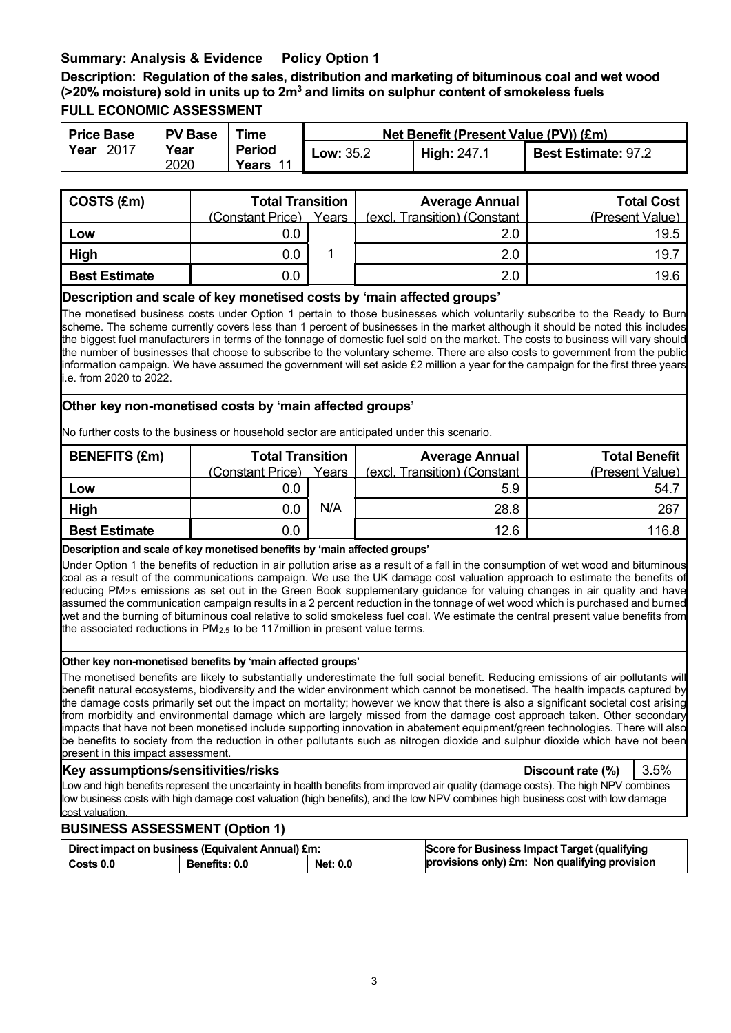## Summary: Analysis & Evidence Policy Option 1

**Description: Regulation of the sales, distribution and marketing of bituminous coal and wet wood (>20% moisture) sold in units up to 2m$^3$ and limits on sulphur content of smokeless fuels**

### FULL ECONOMIC ASSESSMENT

| Price Base Year 2017 | PV Base Year 2020 | Time Period Years 11 | Net Benefit (Present Value (PV)) (£m) | | |
|---|---|---|---|---|---|
| | | | **Low:** 35.2 | **High:** 247.1 | **Best Estimate:** 97.2 |

| COSTS (£m) | Total Transition (Constant Price) | Years | Average Annual (excl. Transition) (Constant | Total Cost (Present Value) |
|---|---|---|---|---|
| **Low** | 0.0 | 1 | 2.0 | 19.5 |
| **High** | 0.0 | | 2.0 | 19.7 |
| **Best Estimate** | 0.0 | | 2.0 | 19.6 |

**Description and scale of key monetised costs by 'main affected groups'**

The monetised business costs under Option 1 pertain to those businesses which voluntarily subscribe to the Ready to Burn scheme. The scheme currently covers less than 1 percent of businesses in the market although it should be noted this includes the biggest fuel manufacturers in terms of the tonnage of domestic fuel sold on the market. The costs to business will vary should the number of businesses that choose to subscribe to the voluntary scheme. There are also costs to government from the public information campaign. We have assumed the government will set aside £2 million a year for the campaign for the first three years i.e. from 2020 to 2022.

**Other key non-monetised costs by 'main affected groups'**

No further costs to the business or household sector are anticipated under this scenario.

| BENEFITS (£m) | Total Transition (Constant Price) | Years | Average Annual (excl. Transition) (Constant | Total Benefit (Present Value) |
|---|---|---|---|---|
| **Low** | 0.0 | N/A | 5.9 | 54.7 |
| **High** | 0.0 | | 28.8 | 267 |
| **Best Estimate** | 0.0 | | 12.6 | 116.8 |

**Description and scale of key monetised benefits by 'main affected groups'**

Under Option 1 the benefits of reduction in air pollution arise as a result of a fall in the consumption of wet wood and bituminous coal as a result of the communications campaign. We use the UK damage cost valuation approach to estimate the benefits of reducing $PM_{2.5}$ emissions as set out in the Green Book supplementary guidance for valuing changes in air quality and have assumed the communication campaign results in a 2 percent reduction in the tonnage of wet wood which is purchased and burned wet and the burning of bituminous coal relative to solid smokeless fuel coal. We estimate the central present value benefits from the associated reductions in $PM_{2.5}$ to be 117million in present value terms.

**Other key non-monetised benefits by 'main affected groups'**

The monetised benefits are likely to substantially underestimate the full social benefit. Reducing emissions of air pollutants will benefit natural ecosystems, biodiversity and the wider environment which cannot be monetised. The health impacts captured by the damage costs primarily set out the impact on mortality; however we know that there is also a significant societal cost arising from morbidity and environmental damage which are largely missed from the damage cost approach taken. Other secondary impacts that have not been monetised include supporting innovation in abatement equipment/green technologies. There will also be benefits to society from the reduction in other pollutants such as nitrogen dioxide and sulphur dioxide which have not been present in this impact assessment.

**Key assumptions/sensitivities/risks** — **Discount rate (%)** 3.5%

Low and high benefits represent the uncertainty in health benefits from improved air quality (damage costs). The high NPV combines low business costs with high damage cost valuation (high benefits), and the low NPV combines high business cost with low damage cost valuation.

### BUSINESS ASSESSMENT (Option 1)

| Direct impact on business (Equivalent Annual) £m: | | | Score for Business Impact Target (qualifying provisions only) £m: Non qualifying provision |
|---|---|---|---|
| Costs 0.0 | Benefits: 0.0 | Net: 0.0 | |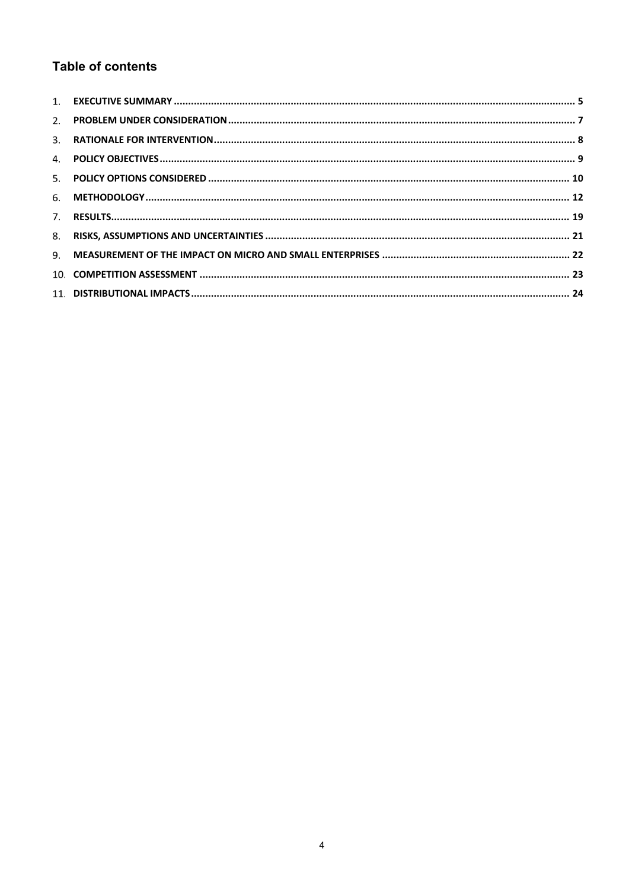## Table of contents

1. **EXECUTIVE SUMMARY** .......... 5
2. **PROBLEM UNDER CONSIDERATION** .......... 7
3. **RATIONALE FOR INTERVENTION** .......... 8
4. **POLICY OBJECTIVES** .......... 9
5. **POLICY OPTIONS CONSIDERED** .......... 10
6. **METHODOLOGY** .......... 12
7. **RESULTS** .......... 19
8. **RISKS, ASSUMPTIONS AND UNCERTAINTIES** .......... 21
9. **MEASUREMENT OF THE IMPACT ON MICRO AND SMALL ENTERPRISES** .......... 22
10. **COMPETITION ASSESSMENT** .......... 23
11. **DISTRIBUTIONAL IMPACTS** .......... 24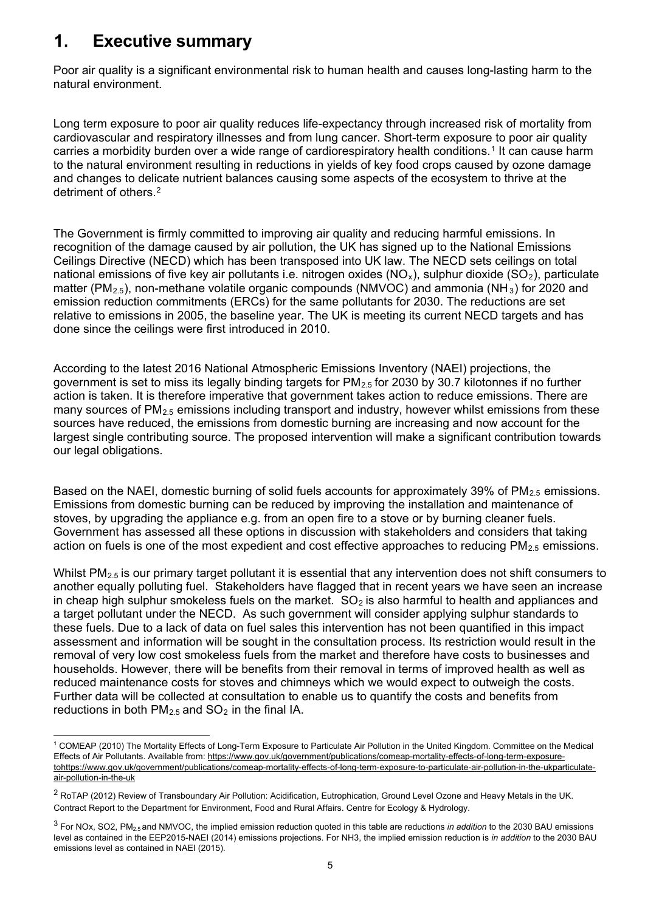# 1. Executive summary

Poor air quality is a significant environmental risk to human health and causes long-lasting harm to the natural environment.

Long term exposure to poor air quality reduces life-expectancy through increased risk of mortality from cardiovascular and respiratory illnesses and from lung cancer. Short-term exposure to poor air quality carries a morbidity burden over a wide range of cardiorespiratory health conditions.[1] It can cause harm to the natural environment resulting in reductions in yields of key food crops caused by ozone damage and changes to delicate nutrient balances causing some aspects of the ecosystem to thrive at the detriment of others.[2]

The Government is firmly committed to improving air quality and reducing harmful emissions. In recognition of the damage caused by air pollution, the UK has signed up to the National Emissions Ceilings Directive (NECD) which has been transposed into UK law. The NECD sets ceilings on total national emissions of five key air pollutants i.e. nitrogen oxides ($NO_x$), sulphur dioxide ($SO_2$), particulate matter ($PM_{2.5}$), non-methane volatile organic compounds (NMVOC) and ammonia ($NH_3$) for 2020 and emission reduction commitments (ERCs) for the same pollutants for 2030. The reductions are set relative to emissions in 2005, the baseline year. The UK is meeting its current NECD targets and has done since the ceilings were first introduced in 2010.

According to the latest 2016 National Atmospheric Emissions Inventory (NAEI) projections, the government is set to miss its legally binding targets for $PM_{2.5}$ for 2030 by 30.7 kilotonnes if no further action is taken. It is therefore imperative that government takes action to reduce emissions. There are many sources of $PM_{2.5}$ emissions including transport and industry, however whilst emissions from these sources have reduced, the emissions from domestic burning are increasing and now account for the largest single contributing source. The proposed intervention will make a significant contribution towards our legal obligations.

Based on the NAEI, domestic burning of solid fuels accounts for approximately 39% of $PM_{2.5}$ emissions. Emissions from domestic burning can be reduced by improving the installation and maintenance of stoves, by upgrading the appliance e.g. from an open fire to a stove or by burning cleaner fuels. Government has assessed all these options in discussion with stakeholders and considers that taking action on fuels is one of the most expedient and cost effective approaches to reducing $PM_{2.5}$ emissions.

Whilst $PM_{2.5}$ is our primary target pollutant it is essential that any intervention does not shift consumers to another equally polluting fuel. Stakeholders have flagged that in recent years we have seen an increase in cheap high sulphur smokeless fuels on the market. $SO_2$ is also harmful to health and appliances and a target pollutant under the NECD. As such government will consider applying sulphur standards to these fuels. Due to a lack of data on fuel sales this intervention has not been quantified in this impact assessment and information will be sought in the consultation process. Its restriction would result in the removal of very low cost smokeless fuels from the market and therefore have costs to businesses and households. However, there will be benefits from their removal in terms of improved health as well as reduced maintenance costs for stoves and chimneys which we would expect to outweigh the costs. Further data will be collected at consultation to enable us to quantify the costs and benefits from reductions in both $PM_{2.5}$ and $SO_2$ in the final IA.

[1] COMEAP (2010) The Mortality Effects of Long-Term Exposure to Particulate Air Pollution in the United Kingdom. Committee on the Medical Effects of Air Pollutants. Available from: https://www.gov.uk/government/publications/comeap-mortality-effects-of-long-term-exposure-tohttps://www.gov.uk/government/publications/comeap-mortality-effects-of-long-term-exposure-to-particulate-air-pollution-in-the-ukparticulate-air-pollution-in-the-uk

[2] RoTAP (2012) Review of Transboundary Air Pollution: Acidification, Eutrophication, Ground Level Ozone and Heavy Metals in the UK. Contract Report to the Department for Environment, Food and Rural Affairs. Centre for Ecology & Hydrology.

[3] For NOx, SO2, $PM_{2.5}$ and NMVOC, the implied emission reduction quoted in this table are reductions *in addition* to the 2030 BAU emissions level as contained in the EEP2015-NAEI (2014) emissions projections. For NH3, the implied emission reduction is *in addition* to the 2030 BAU emissions level as contained in NAEI (2015).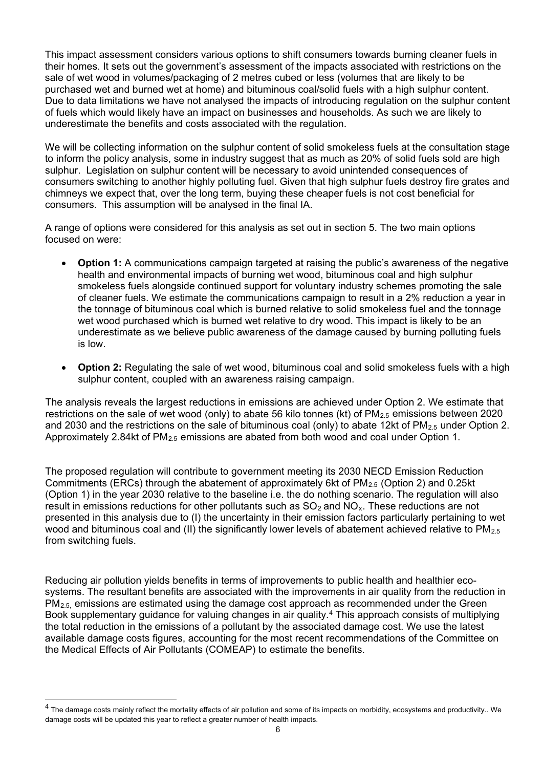This impact assessment considers various options to shift consumers towards burning cleaner fuels in their homes. It sets out the government's assessment of the impacts associated with restrictions on the sale of wet wood in volumes/packaging of 2 metres cubed or less (volumes that are likely to be purchased wet and burned wet at home) and bituminous coal/solid fuels with a high sulphur content. Due to data limitations we have not analysed the impacts of introducing regulation on the sulphur content of fuels which would likely have an impact on businesses and households. As such we are likely to underestimate the benefits and costs associated with the regulation.

We will be collecting information on the sulphur content of solid smokeless fuels at the consultation stage to inform the policy analysis, some in industry suggest that as much as 20% of solid fuels sold are high sulphur. Legislation on sulphur content will be necessary to avoid unintended consequences of consumers switching to another highly polluting fuel. Given that high sulphur fuels destroy fire grates and chimneys we expect that, over the long term, buying these cheaper fuels is not cost beneficial for consumers. This assumption will be analysed in the final IA.

A range of options were considered for this analysis as set out in section 5. The two main options focused on were:

- **Option 1:** A communications campaign targeted at raising the public's awareness of the negative health and environmental impacts of burning wet wood, bituminous coal and high sulphur smokeless fuels alongside continued support for voluntary industry schemes promoting the sale of cleaner fuels. We estimate the communications campaign to result in a 2% reduction a year in the tonnage of bituminous coal which is burned relative to solid smokeless fuel and the tonnage wet wood purchased which is burned wet relative to dry wood. This impact is likely to be an underestimate as we believe public awareness of the damage caused by burning polluting fuels is low.
- **Option 2:** Regulating the sale of wet wood, bituminous coal and solid smokeless fuels with a high sulphur content, coupled with an awareness raising campaign.

The analysis reveals the largest reductions in emissions are achieved under Option 2. We estimate that restrictions on the sale of wet wood (only) to abate 56 kilo tonnes (kt) of $PM_{2.5}$ emissions between 2020 and 2030 and the restrictions on the sale of bituminous coal (only) to abate 12kt of $PM_{2.5}$ under Option 2. Approximately 2.84kt of $PM_{2.5}$ emissions are abated from both wood and coal under Option 1.

The proposed regulation will contribute to government meeting its 2030 NECD Emission Reduction Commitments (ERCs) through the abatement of approximately 6kt of $PM_{2.5}$ (Option 2) and 0.25kt (Option 1) in the year 2030 relative to the baseline i.e. the do nothing scenario. The regulation will also result in emissions reductions for other pollutants such as $SO_2$ and $NO_x$. These reductions are not presented in this analysis due to (I) the uncertainty in their emission factors particularly pertaining to wet wood and bituminous coal and (II) the significantly lower levels of abatement achieved relative to $PM_{2.5}$ from switching fuels.

Reducing air pollution yields benefits in terms of improvements to public health and healthier eco-systems. The resultant benefits are associated with the improvements in air quality from the reduction in $PM_{2.5}$, emissions are estimated using the damage cost approach as recommended under the Green Book supplementary guidance for valuing changes in air quality.[4] This approach consists of multiplying the total reduction in the emissions of a pollutant by the associated damage cost. We use the latest available damage costs figures, accounting for the most recent recommendations of the Committee on the Medical Effects of Air Pollutants (COMEAP) to estimate the benefits.

[4] The damage costs mainly reflect the mortality effects of air pollution and some of its impacts on morbidity, ecosystems and productivity.. We damage costs will be updated this year to reflect a greater number of health impacts.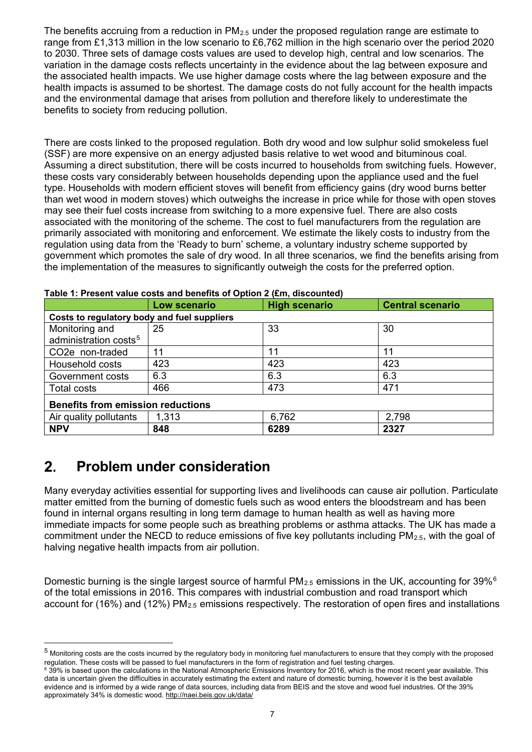The benefits accruing from a reduction in $PM_{2.5}$ under the proposed regulation range are estimate to range from £1,313 million in the low scenario to £6,762 million in the high scenario over the period 2020 to 2030. Three sets of damage costs values are used to develop high, central and low scenarios. The variation in the damage costs reflects uncertainty in the evidence about the lag between exposure and the associated health impacts. We use higher damage costs where the lag between exposure and the health impacts is assumed to be shortest. The damage costs do not fully account for the health impacts and the environmental damage that arises from pollution and therefore likely to underestimate the benefits to society from reducing pollution.

There are costs linked to the proposed regulation. Both dry wood and low sulphur solid smokeless fuel (SSF) are more expensive on an energy adjusted basis relative to wet wood and bituminous coal. Assuming a direct substitution, there will be costs incurred to households from switching fuels. However, these costs vary considerably between households depending upon the appliance used and the fuel type. Households with modern efficient stoves will benefit from efficiency gains (dry wood burns better than wet wood in modern stoves) which outweighs the increase in price while for those with open stoves may see their fuel costs increase from switching to a more expensive fuel. There are also costs associated with the monitoring of the scheme. The cost to fuel manufacturers from the regulation are primarily associated with monitoring and enforcement. We estimate the likely costs to industry from the regulation using data from the 'Ready to burn' scheme, a voluntary industry scheme supported by government which promotes the sale of dry wood. In all three scenarios, we find the benefits arising from the implementation of the measures to significantly outweigh the costs for the preferred option.

**Table 1: Present value costs and benefits of Option 2 (£m, discounted)**

| | Low scenario | High scenario | Central scenario |
|---|---|---|---|
| **Costs to regulatory body and fuel suppliers** | | | |
| Monitoring and administration costs[5] | 25 | 33 | 30 |
| CO2e non-traded | 11 | 11 | 11 |
| Household costs | 423 | 423 | 423 |
| Government costs | 6.3 | 6.3 | 6.3 |
| Total costs | 466 | 473 | 471 |
| **Benefits from emission reductions** | | | |
| Air quality pollutants | 1,313 | 6,762 | 2,798 |
| **NPV** | **848** | **6289** | **2327** |

## 2. Problem under consideration

Many everyday activities essential for supporting lives and livelihoods can cause air pollution. Particulate matter emitted from the burning of domestic fuels such as wood enters the bloodstream and has been found in internal organs resulting in long term damage to human health as well as having more immediate impacts for some people such as breathing problems or asthma attacks. The UK has made a commitment under the NECD to reduce emissions of five key pollutants including $PM_{2.5}$, with the goal of halving negative health impacts from air pollution.

Domestic burning is the single largest source of harmful $PM_{2.5}$ emissions in the UK, accounting for 39%[6] of the total emissions in 2016. This compares with industrial combustion and road transport which account for (16%) and (12%) $PM_{2.5}$ emissions respectively. The restoration of open fires and installations

[5] Monitoring costs are the costs incurred by the regulatory body in monitoring fuel manufacturers to ensure that they comply with the proposed regulation. These costs will be passed to fuel manufacturers in the form of registration and fuel testing charges.

[6] 39% is based upon the calculations in the National Atmospheric Emissions Inventory for 2016, which is the most recent year available. This data is uncertain given the difficulties in accurately estimating the extent and nature of domestic burning, however it is the best available evidence and is informed by a wide range of data sources, including data from BEIS and the stove and wood fuel industries. Of the 39% approximately 34% is domestic wood. http://naei.beis.gov.uk/data/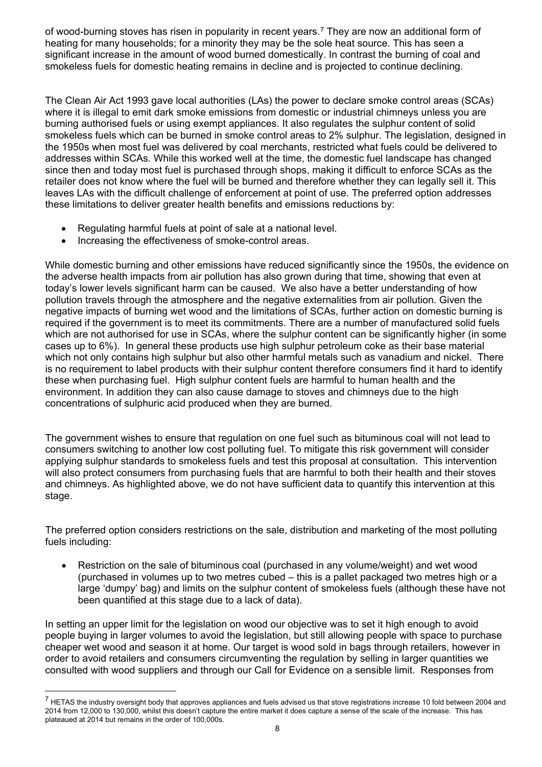of wood-burning stoves has risen in popularity in recent years.[7] They are now an additional form of heating for many households; for a minority they may be the sole heat source. This has seen a significant increase in the amount of wood burned domestically. In contrast the burning of coal and smokeless fuels for domestic heating remains in decline and is projected to continue declining.

The Clean Air Act 1993 gave local authorities (LAs) the power to declare smoke control areas (SCAs) where it is illegal to emit dark smoke emissions from domestic or industrial chimneys unless you are burning authorised fuels or using exempt appliances. It also regulates the sulphur content of solid smokeless fuels which can be burned in smoke control areas to 2% sulphur. The legislation, designed in the 1950s when most fuel was delivered by coal merchants, restricted what fuels could be delivered to addresses within SCAs. While this worked well at the time, the domestic fuel landscape has changed since then and today most fuel is purchased through shops, making it difficult to enforce SCAs as the retailer does not know where the fuel will be burned and therefore whether they can legally sell it. This leaves LAs with the difficult challenge of enforcement at point of use. The preferred option addresses these limitations to deliver greater health benefits and emissions reductions by:

- Regulating harmful fuels at point of sale at a national level.
- Increasing the effectiveness of smoke-control areas.

While domestic burning and other emissions have reduced significantly since the 1950s, the evidence on the adverse health impacts from air pollution has also grown during that time, showing that even at today's lower levels significant harm can be caused. We also have a better understanding of how pollution travels through the atmosphere and the negative externalities from air pollution. Given the negative impacts of burning wet wood and the limitations of SCAs, further action on domestic burning is required if the government is to meet its commitments. There are a number of manufactured solid fuels which are not authorised for use in SCAs, where the sulphur content can be significantly higher (in some cases up to 6%). In general these products use high sulphur petroleum coke as their base material which not only contains high sulphur but also other harmful metals such as vanadium and nickel. There is no requirement to label products with their sulphur content therefore consumers find it hard to identify these when purchasing fuel. High sulphur content fuels are harmful to human health and the environment. In addition they can also cause damage to stoves and chimneys due to the high concentrations of sulphuric acid produced when they are burned.

The government wishes to ensure that regulation on one fuel such as bituminous coal will not lead to consumers switching to another low cost polluting fuel. To mitigate this risk government will consider applying sulphur standards to smokeless fuels and test this proposal at consultation. This intervention will also protect consumers from purchasing fuels that are harmful to both their health and their stoves and chimneys. As highlighted above, we do not have sufficient data to quantify this intervention at this stage.

The preferred option considers restrictions on the sale, distribution and marketing of the most polluting fuels including:

- Restriction on the sale of bituminous coal (purchased in any volume/weight) and wet wood (purchased in volumes up to two metres cubed – this is a pallet packaged two metres high or a large 'dumpy' bag) and limits on the sulphur content of smokeless fuels (although these have not been quantified at this stage due to a lack of data).

In setting an upper limit for the legislation on wood our objective was to set it high enough to avoid people buying in larger volumes to avoid the legislation, but still allowing people with space to purchase cheaper wet wood and season it at home. Our target is wood sold in bags through retailers, however in order to avoid retailers and consumers circumventing the regulation by selling in larger quantities we consulted with wood suppliers and through our Call for Evidence on a sensible limit. Responses from

[7] HETAS the industry oversight body that approves appliances and fuels advised us that stove registrations increase 10 fold between 2004 and 2014 from 12,000 to 130,000, whilst this doesn't capture the entire market it does capture a sense of the scale of the increase. This has plateaued at 2014 but remains in the order of 100,000s.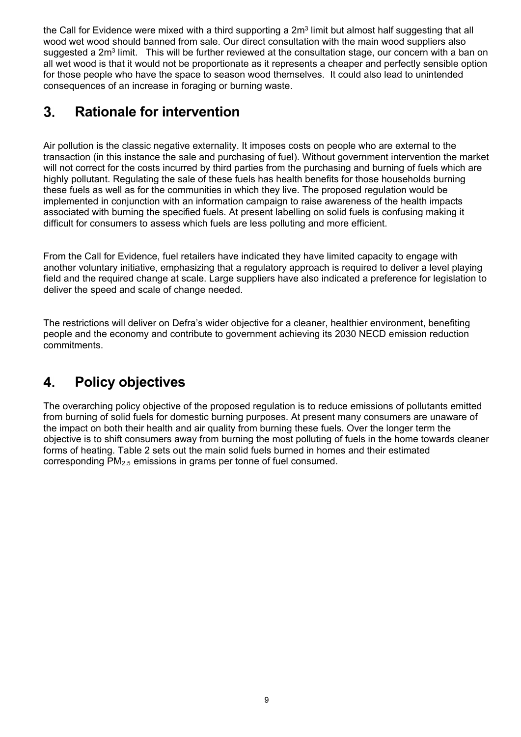the Call for Evidence were mixed with a third supporting a $2m^3$ limit but almost half suggesting that all wood wet wood should banned from sale. Our direct consultation with the main wood suppliers also suggested a $2m^3$ limit. This will be further reviewed at the consultation stage, our concern with a ban on all wet wood is that it would not be proportionate as it represents a cheaper and perfectly sensible option for those people who have the space to season wood themselves. It could also lead to unintended consequences of an increase in foraging or burning waste.

## 3. Rationale for intervention

Air pollution is the classic negative externality. It imposes costs on people who are external to the transaction (in this instance the sale and purchasing of fuel). Without government intervention the market will not correct for the costs incurred by third parties from the purchasing and burning of fuels which are highly pollutant. Regulating the sale of these fuels has health benefits for those households burning these fuels as well as for the communities in which they live. The proposed regulation would be implemented in conjunction with an information campaign to raise awareness of the health impacts associated with burning the specified fuels. At present labelling on solid fuels is confusing making it difficult for consumers to assess which fuels are less polluting and more efficient.

From the Call for Evidence, fuel retailers have indicated they have limited capacity to engage with another voluntary initiative, emphasizing that a regulatory approach is required to deliver a level playing field and the required change at scale. Large suppliers have also indicated a preference for legislation to deliver the speed and scale of change needed.

The restrictions will deliver on Defra's wider objective for a cleaner, healthier environment, benefiting people and the economy and contribute to government achieving its 2030 NECD emission reduction commitments.

## 4. Policy objectives

The overarching policy objective of the proposed regulation is to reduce emissions of pollutants emitted from burning of solid fuels for domestic burning purposes. At present many consumers are unaware of the impact on both their health and air quality from burning these fuels. Over the longer term the objective is to shift consumers away from burning the most polluting of fuels in the home towards cleaner forms of heating. Table 2 sets out the main solid fuels burned in homes and their estimated corresponding $PM_{2.5}$ emissions in grams per tonne of fuel consumed.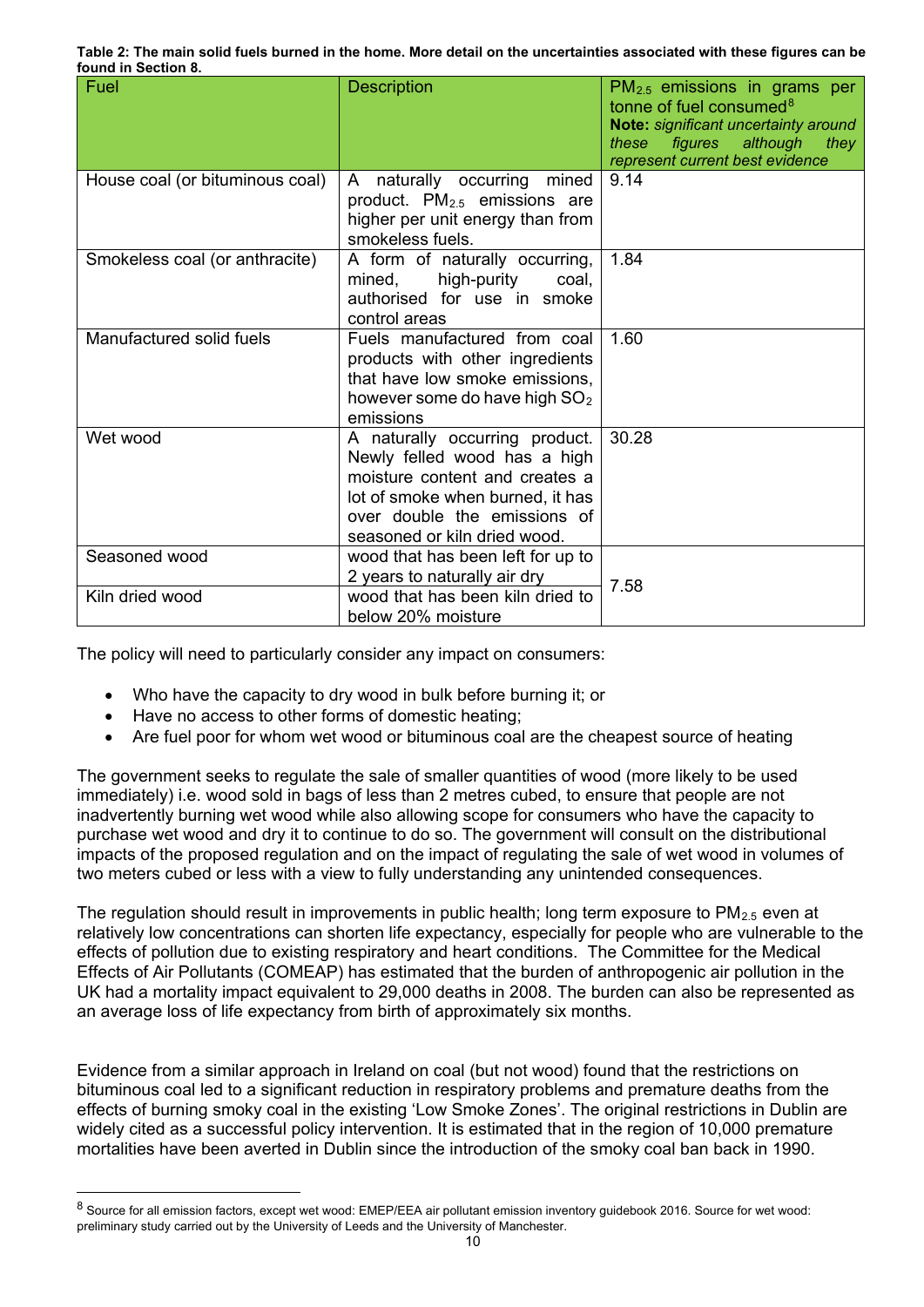**Table 2: The main solid fuels burned in the home. More detail on the uncertainties associated with these figures can be found in Section 8.**

| Fuel | Description | $PM_{2.5}$ emissions in grams per tonne of fuel consumed[8] **Note:** *significant uncertainty around these figures although they represent current best evidence* |
|---|---|---|
| House coal (or bituminous coal) | A naturally occurring mined product. $PM_{2.5}$ emissions are higher per unit energy than from smokeless fuels. | 9.14 |
| Smokeless coal (or anthracite) | A form of naturally occurring, mined, high-purity coal, authorised for use in smoke control areas | 1.84 |
| Manufactured solid fuels | Fuels manufactured from coal products with other ingredients that have low smoke emissions, however some do have high $SO_2$ emissions | 1.60 |
| Wet wood | A naturally occurring product. Newly felled wood has a high moisture content and creates a lot of smoke when burned, it has over double the emissions of seasoned or kiln dried wood. | 30.28 |
| Seasoned wood | wood that has been left for up to 2 years to naturally air dry | 7.58 |
| Kiln dried wood | wood that has been kiln dried to below 20% moisture | |

The policy will need to particularly consider any impact on consumers:

- Who have the capacity to dry wood in bulk before burning it; or
- Have no access to other forms of domestic heating;
- Are fuel poor for whom wet wood or bituminous coal are the cheapest source of heating

The government seeks to regulate the sale of smaller quantities of wood (more likely to be used immediately) i.e. wood sold in bags of less than 2 metres cubed, to ensure that people are not inadvertently burning wet wood while also allowing scope for consumers who have the capacity to purchase wet wood and dry it to continue to do so. The government will consult on the distributional impacts of the proposed regulation and on the impact of regulating the sale of wet wood in volumes of two meters cubed or less with a view to fully understanding any unintended consequences.

The regulation should result in improvements in public health; long term exposure to $PM_{2.5}$ even at relatively low concentrations can shorten life expectancy, especially for people who are vulnerable to the effects of pollution due to existing respiratory and heart conditions. The Committee for the Medical Effects of Air Pollutants (COMEAP) has estimated that the burden of anthropogenic air pollution in the UK had a mortality impact equivalent to 29,000 deaths in 2008. The burden can also be represented as an average loss of life expectancy from birth of approximately six months.

Evidence from a similar approach in Ireland on coal (but not wood) found that the restrictions on bituminous coal led to a significant reduction in respiratory problems and premature deaths from the effects of burning smoky coal in the existing 'Low Smoke Zones'. The original restrictions in Dublin are widely cited as a successful policy intervention. It is estimated that in the region of 10,000 premature mortalities have been averted in Dublin since the introduction of the smoky coal ban back in 1990.

[8] Source for all emission factors, except wet wood: EMEP/EEA air pollutant emission inventory guidebook 2016. Source for wet wood: preliminary study carried out by the University of Leeds and the University of Manchester.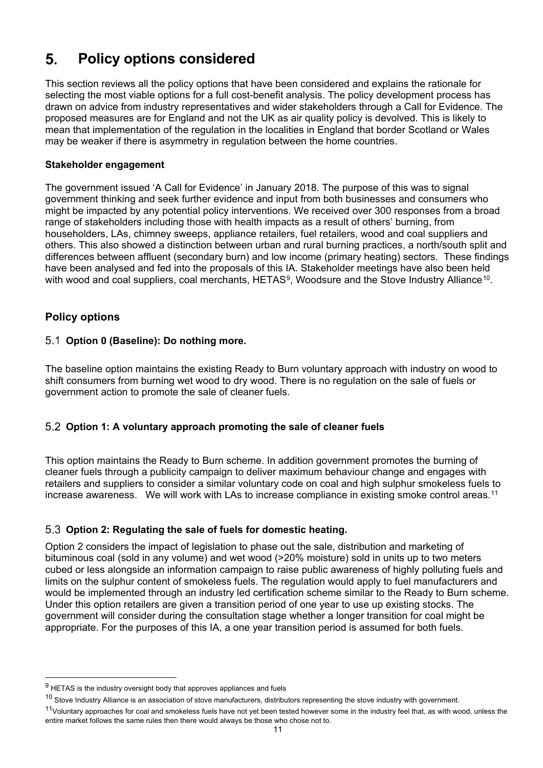# 5. Policy options considered

This section reviews all the policy options that have been considered and explains the rationale for selecting the most viable options for a full cost-benefit analysis. The policy development process has drawn on advice from industry representatives and wider stakeholders through a Call for Evidence. The proposed measures are for England and not the UK as air quality policy is devolved. This is likely to mean that implementation of the regulation in the localities in England that border Scotland or Wales may be weaker if there is asymmetry in regulation between the home countries.

**Stakeholder engagement**

The government issued 'A Call for Evidence' in January 2018. The purpose of this was to signal government thinking and seek further evidence and input from both businesses and consumers who might be impacted by any potential policy interventions. We received over 300 responses from a broad range of stakeholders including those with health impacts as a result of others' burning, from householders, LAs, chimney sweeps, appliance retailers, fuel retailers, wood and coal suppliers and others. This also showed a distinction between urban and rural burning practices, a north/south split and differences between affluent (secondary burn) and low income (primary heating) sectors. These findings have been analysed and fed into the proposals of this IA. Stakeholder meetings have also been held with wood and coal suppliers, coal merchants, HETAS[9], Woodsure and the Stove Industry Alliance[10].

## Policy options

### 5.1 Option 0 (Baseline): Do nothing more.

The baseline option maintains the existing Ready to Burn voluntary approach with industry on wood to shift consumers from burning wet wood to dry wood. There is no regulation on the sale of fuels or government action to promote the sale of cleaner fuels.

### 5.2 Option 1: A voluntary approach promoting the sale of cleaner fuels

This option maintains the Ready to Burn scheme. In addition government promotes the burning of cleaner fuels through a publicity campaign to deliver maximum behaviour change and engages with retailers and suppliers to consider a similar voluntary code on coal and high sulphur smokeless fuels to increase awareness. We will work with LAs to increase compliance in existing smoke control areas.[11]

### 5.3 Option 2: Regulating the sale of fuels for domestic heating.

Option 2 considers the impact of legislation to phase out the sale, distribution and marketing of bituminous coal (sold in any volume) and wet wood (>20% moisture) sold in units up to two meters cubed or less alongside an information campaign to raise public awareness of highly polluting fuels and limits on the sulphur content of smokeless fuels. The regulation would apply to fuel manufacturers and would be implemented through an industry led certification scheme similar to the Ready to Burn scheme. Under this option retailers are given a transition period of one year to use up existing stocks. The government will consider during the consultation stage whether a longer transition for coal might be appropriate. For the purposes of this IA, a one year transition period is assumed for both fuels.

---

[9] HETAS is the industry oversight body that approves appliances and fuels

[10] Stove Industry Alliance is an association of stove manufacturers, distributors representing the stove industry with government.

[11] Voluntary approaches for coal and smokeless fuels have not yet been tested however some in the industry feel that, as with wood, unless the entire market follows the same rules then there would always be those who chose not to.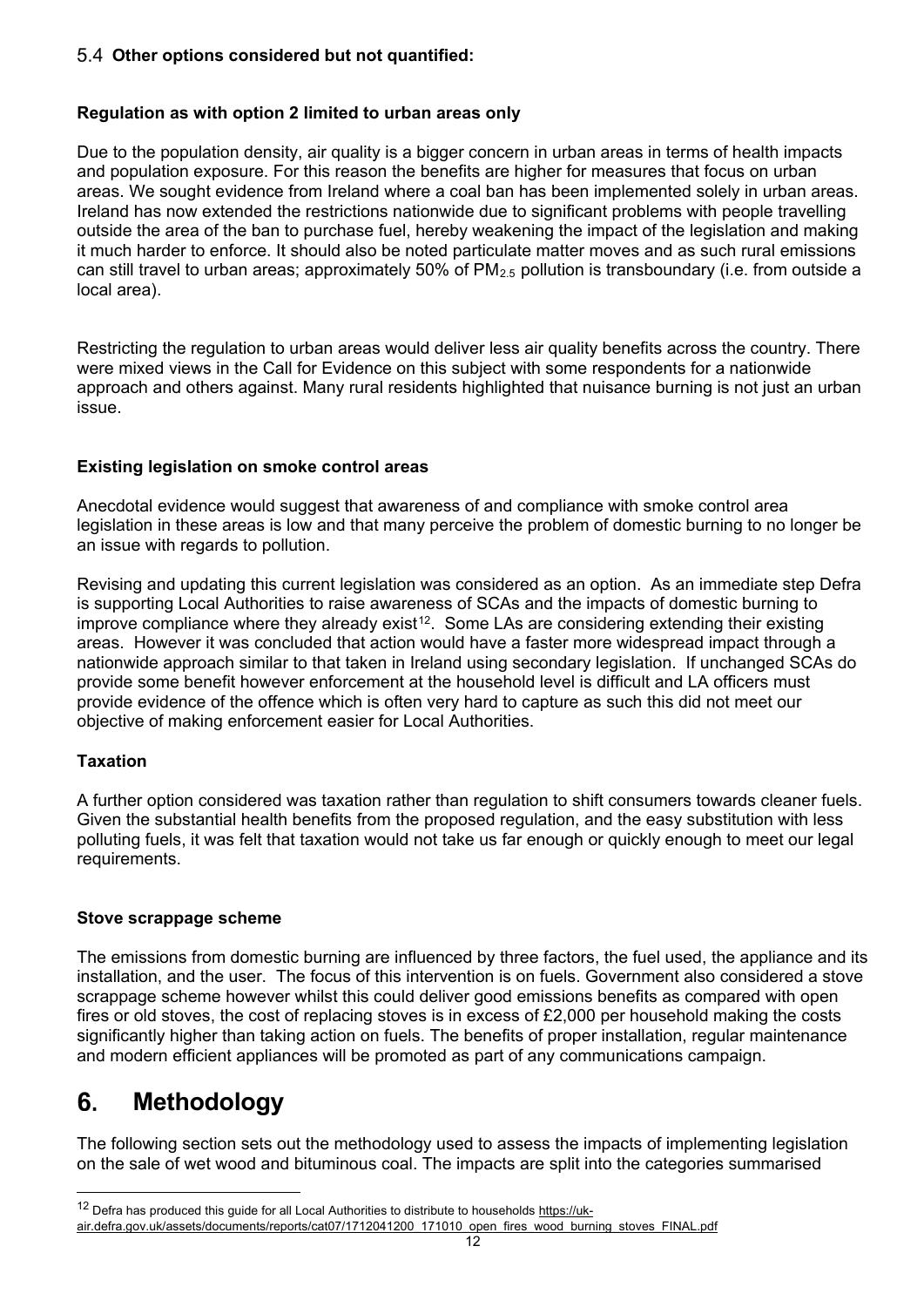## 5.4 Other options considered but not quantified:

**Regulation as with option 2 limited to urban areas only**

Due to the population density, air quality is a bigger concern in urban areas in terms of health impacts and population exposure. For this reason the benefits are higher for measures that focus on urban areas. We sought evidence from Ireland where a coal ban has been implemented solely in urban areas. Ireland has now extended the restrictions nationwide due to significant problems with people travelling outside the area of the ban to purchase fuel, hereby weakening the impact of the legislation and making it much harder to enforce. It should also be noted particulate matter moves and as such rural emissions can still travel to urban areas; approximately 50% of $PM_{2.5}$ pollution is transboundary (i.e. from outside a local area).

Restricting the regulation to urban areas would deliver less air quality benefits across the country. There were mixed views in the Call for Evidence on this subject with some respondents for a nationwide approach and others against. Many rural residents highlighted that nuisance burning is not just an urban issue.

**Existing legislation on smoke control areas**

Anecdotal evidence would suggest that awareness of and compliance with smoke control area legislation in these areas is low and that many perceive the problem of domestic burning to no longer be an issue with regards to pollution.

Revising and updating this current legislation was considered as an option. As an immediate step Defra is supporting Local Authorities to raise awareness of SCAs and the impacts of domestic burning to improve compliance where they already exist[12]. Some LAs are considering extending their existing areas. However it was concluded that action would have a faster more widespread impact through a nationwide approach similar to that taken in Ireland using secondary legislation. If unchanged SCAs do provide some benefit however enforcement at the household level is difficult and LA officers must provide evidence of the offence which is often very hard to capture as such this did not meet our objective of making enforcement easier for Local Authorities.

**Taxation**

A further option considered was taxation rather than regulation to shift consumers towards cleaner fuels. Given the substantial health benefits from the proposed regulation, and the easy substitution with less polluting fuels, it was felt that taxation would not take us far enough or quickly enough to meet our legal requirements.

**Stove scrappage scheme**

The emissions from domestic burning are influenced by three factors, the fuel used, the appliance and its installation, and the user. The focus of this intervention is on fuels. Government also considered a stove scrappage scheme however whilst this could deliver good emissions benefits as compared with open fires or old stoves, the cost of replacing stoves is in excess of £2,000 per household making the costs significantly higher than taking action on fuels. The benefits of proper installation, regular maintenance and modern efficient appliances will be promoted as part of any communications campaign.

# 6. Methodology

The following section sets out the methodology used to assess the impacts of implementing legislation on the sale of wet wood and bituminous coal. The impacts are split into the categories summarised

[12] Defra has produced this guide for all Local Authorities to distribute to households https://uk-air.defra.gov.uk/assets/documents/reports/cat07/1712041200_171010_open_fires_wood_burning_stoves_FINAL.pdf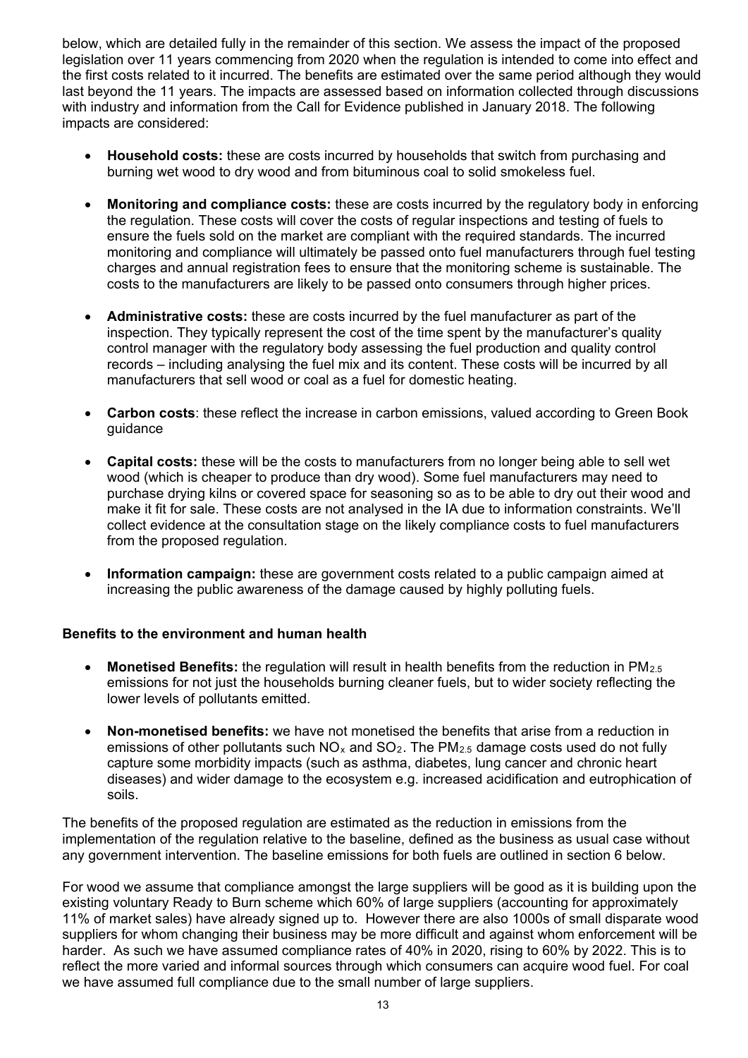below, which are detailed fully in the remainder of this section. We assess the impact of the proposed legislation over 11 years commencing from 2020 when the regulation is intended to come into effect and the first costs related to it incurred. The benefits are estimated over the same period although they would last beyond the 11 years. The impacts are assessed based on information collected through discussions with industry and information from the Call for Evidence published in January 2018. The following impacts are considered:

- **Household costs:** these are costs incurred by households that switch from purchasing and burning wet wood to dry wood and from bituminous coal to solid smokeless fuel.
- **Monitoring and compliance costs:** these are costs incurred by the regulatory body in enforcing the regulation. These costs will cover the costs of regular inspections and testing of fuels to ensure the fuels sold on the market are compliant with the required standards. The incurred monitoring and compliance will ultimately be passed onto fuel manufacturers through fuel testing charges and annual registration fees to ensure that the monitoring scheme is sustainable. The costs to the manufacturers are likely to be passed onto consumers through higher prices.
- **Administrative costs:** these are costs incurred by the fuel manufacturer as part of the inspection. They typically represent the cost of the time spent by the manufacturer's quality control manager with the regulatory body assessing the fuel production and quality control records – including analysing the fuel mix and its content. These costs will be incurred by all manufacturers that sell wood or coal as a fuel for domestic heating.
- **Carbon costs**: these reflect the increase in carbon emissions, valued according to Green Book guidance
- **Capital costs:** these will be the costs to manufacturers from no longer being able to sell wet wood (which is cheaper to produce than dry wood). Some fuel manufacturers may need to purchase drying kilns or covered space for seasoning so as to be able to dry out their wood and make it fit for sale. These costs are not analysed in the IA due to information constraints. We'll collect evidence at the consultation stage on the likely compliance costs to fuel manufacturers from the proposed regulation.
- **Information campaign:** these are government costs related to a public campaign aimed at increasing the public awareness of the damage caused by highly polluting fuels.

**Benefits to the environment and human health**

- **Monetised Benefits:** the regulation will result in health benefits from the reduction in $PM_{2.5}$ emissions for not just the households burning cleaner fuels, but to wider society reflecting the lower levels of pollutants emitted.
- **Non-monetised benefits:** we have not monetised the benefits that arise from a reduction in emissions of other pollutants such $NO_x$ and $SO_2$. The $PM_{2.5}$ damage costs used do not fully capture some morbidity impacts (such as asthma, diabetes, lung cancer and chronic heart diseases) and wider damage to the ecosystem e.g. increased acidification and eutrophication of soils.

The benefits of the proposed regulation are estimated as the reduction in emissions from the implementation of the regulation relative to the baseline, defined as the business as usual case without any government intervention. The baseline emissions for both fuels are outlined in section 6 below.

For wood we assume that compliance amongst the large suppliers will be good as it is building upon the existing voluntary Ready to Burn scheme which 60% of large suppliers (accounting for approximately 11% of market sales) have already signed up to. However there are also 1000s of small disparate wood suppliers for whom changing their business may be more difficult and against whom enforcement will be harder. As such we have assumed compliance rates of 40% in 2020, rising to 60% by 2022. This is to reflect the more varied and informal sources through which consumers can acquire wood fuel. For coal we have assumed full compliance due to the small number of large suppliers.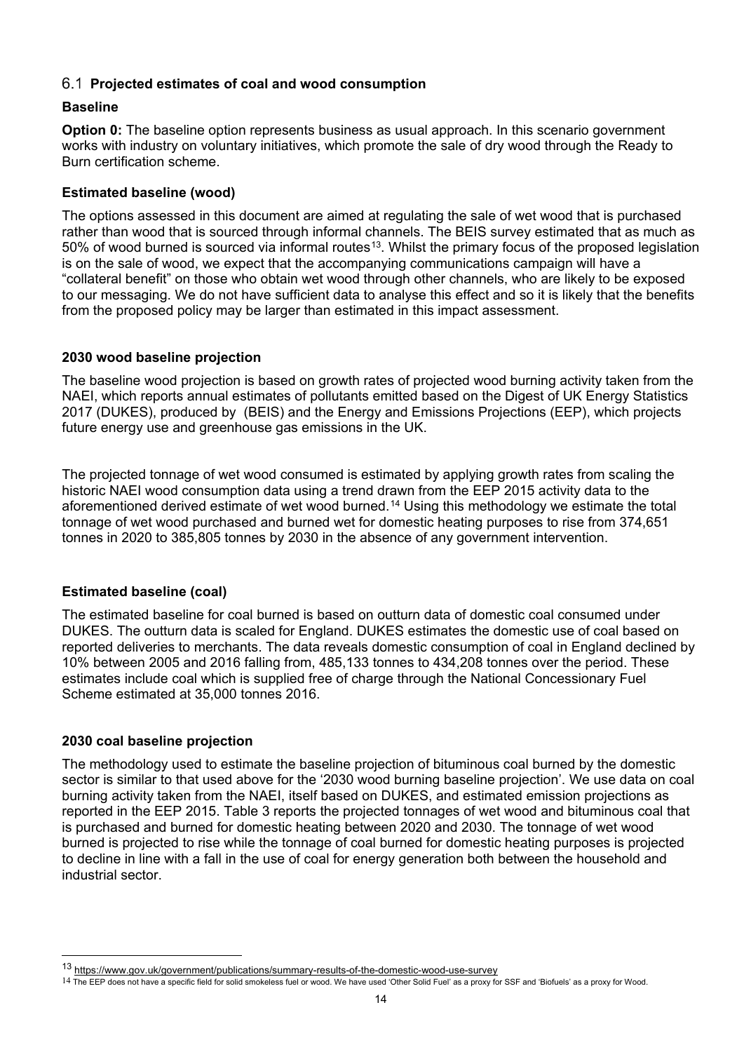## 6.1 Projected estimates of coal and wood consumption

### Baseline

**Option 0:** The baseline option represents business as usual approach. In this scenario government works with industry on voluntary initiatives, which promote the sale of dry wood through the Ready to Burn certification scheme.

### Estimated baseline (wood)

The options assessed in this document are aimed at regulating the sale of wet wood that is purchased rather than wood that is sourced through informal channels. The BEIS survey estimated that as much as 50% of wood burned is sourced via informal routes[13]. Whilst the primary focus of the proposed legislation is on the sale of wood, we expect that the accompanying communications campaign will have a "collateral benefit" on those who obtain wet wood through other channels, who are likely to be exposed to our messaging. We do not have sufficient data to analyse this effect and so it is likely that the benefits from the proposed policy may be larger than estimated in this impact assessment.

### 2030 wood baseline projection

The baseline wood projection is based on growth rates of projected wood burning activity taken from the NAEI, which reports annual estimates of pollutants emitted based on the Digest of UK Energy Statistics 2017 (DUKES), produced by (BEIS) and the Energy and Emissions Projections (EEP), which projects future energy use and greenhouse gas emissions in the UK.

The projected tonnage of wet wood consumed is estimated by applying growth rates from scaling the historic NAEI wood consumption data using a trend drawn from the EEP 2015 activity data to the aforementioned derived estimate of wet wood burned.[14] Using this methodology we estimate the total tonnage of wet wood purchased and burned wet for domestic heating purposes to rise from 374,651 tonnes in 2020 to 385,805 tonnes by 2030 in the absence of any government intervention.

### Estimated baseline (coal)

The estimated baseline for coal burned is based on outturn data of domestic coal consumed under DUKES. The outturn data is scaled for England. DUKES estimates the domestic use of coal based on reported deliveries to merchants. The data reveals domestic consumption of coal in England declined by 10% between 2005 and 2016 falling from, 485,133 tonnes to 434,208 tonnes over the period. These estimates include coal which is supplied free of charge through the National Concessionary Fuel Scheme estimated at 35,000 tonnes 2016.

### 2030 coal baseline projection

The methodology used to estimate the baseline projection of bituminous coal burned by the domestic sector is similar to that used above for the '2030 wood burning baseline projection'. We use data on coal burning activity taken from the NAEI, itself based on DUKES, and estimated emission projections as reported in the EEP 2015. Table 3 reports the projected tonnages of wet wood and bituminous coal that is purchased and burned for domestic heating between 2020 and 2030. The tonnage of wet wood burned is projected to rise while the tonnage of coal burned for domestic heating purposes is projected to decline in line with a fall in the use of coal for energy generation both between the household and industrial sector.

---

[13] https://www.gov.uk/government/publications/summary-results-of-the-domestic-wood-use-survey

[14] The EEP does not have a specific field for solid smokeless fuel or wood. We have used 'Other Solid Fuel' as a proxy for SSF and 'Biofuels' as a proxy for Wood.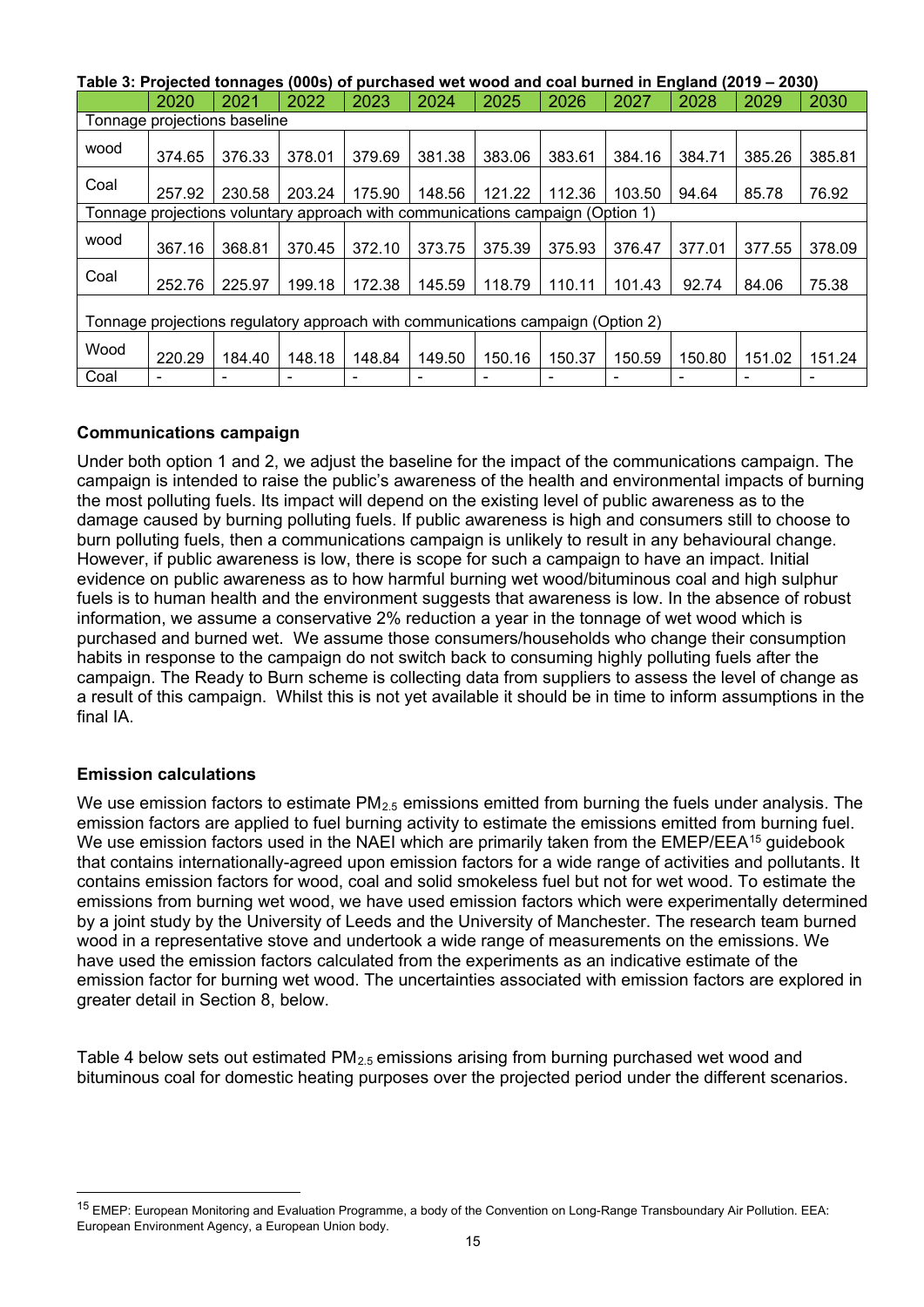**Table 3: Projected tonnages (000s) of purchased wet wood and coal burned in England (2019 – 2030)**

| | 2020 | 2021 | 2022 | 2023 | 2024 | 2025 | 2026 | 2027 | 2028 | 2029 | 2030 |
|---|---|---|---|---|---|---|---|---|---|---|---|
| Tonnage projections baseline | | | | | | | | | | | |
| wood | 374.65 | 376.33 | 378.01 | 379.69 | 381.38 | 383.06 | 383.61 | 384.16 | 384.71 | 385.26 | 385.81 |
| Coal | 257.92 | 230.58 | 203.24 | 175.90 | 148.56 | 121.22 | 112.36 | 103.50 | 94.64 | 85.78 | 76.92 |
| Tonnage projections voluntary approach with communications campaign (Option 1) | | | | | | | | | | | |
| wood | 367.16 | 368.81 | 370.45 | 372.10 | 373.75 | 375.39 | 375.93 | 376.47 | 377.01 | 377.55 | 378.09 |
| Coal | 252.76 | 225.97 | 199.18 | 172.38 | 145.59 | 118.79 | 110.11 | 101.43 | 92.74 | 84.06 | 75.38 |
| Tonnage projections regulatory approach with communications campaign (Option 2) | | | | | | | | | | | |
| Wood | 220.29 | 184.40 | 148.18 | 148.84 | 149.50 | 150.16 | 150.37 | 150.59 | 150.80 | 151.02 | 151.24 |
| Coal | - | - | - | - | - | - | - | - | - | - | - |

### Communications campaign

Under both option 1 and 2, we adjust the baseline for the impact of the communications campaign. The campaign is intended to raise the public's awareness of the health and environmental impacts of burning the most polluting fuels. Its impact will depend on the existing level of public awareness as to the damage caused by burning polluting fuels. If public awareness is high and consumers still to choose to burn polluting fuels, then a communications campaign is unlikely to result in any behavioural change. However, if public awareness is low, there is scope for such a campaign to have an impact. Initial evidence on public awareness as to how harmful burning wet wood/bituminous coal and high sulphur fuels is to human health and the environment suggests that awareness is low. In the absence of robust information, we assume a conservative 2% reduction a year in the tonnage of wet wood which is purchased and burned wet. We assume those consumers/households who change their consumption habits in response to the campaign do not switch back to consuming highly polluting fuels after the campaign. The Ready to Burn scheme is collecting data from suppliers to assess the level of change as a result of this campaign. Whilst this is not yet available it should be in time to inform assumptions in the final IA.

### Emission calculations

We use emission factors to estimate $PM_{2.5}$ emissions emitted from burning the fuels under analysis. The emission factors are applied to fuel burning activity to estimate the emissions emitted from burning fuel. We use emission factors used in the NAEI which are primarily taken from the EMEP/EEA[15] guidebook that contains internationally-agreed upon emission factors for a wide range of activities and pollutants. It contains emission factors for wood, coal and solid smokeless fuel but not for wet wood. To estimate the emissions from burning wet wood, we have used emission factors which were experimentally determined by a joint study by the University of Leeds and the University of Manchester. The research team burned wood in a representative stove and undertook a wide range of measurements on the emissions. We have used the emission factors calculated from the experiments as an indicative estimate of the emission factor for burning wet wood. The uncertainties associated with emission factors are explored in greater detail in Section 8, below.

Table 4 below sets out estimated $PM_{2.5}$ emissions arising from burning purchased wet wood and bituminous coal for domestic heating purposes over the projected period under the different scenarios.

[15] EMEP: European Monitoring and Evaluation Programme, a body of the Convention on Long-Range Transboundary Air Pollution. EEA: European Environment Agency, a European Union body.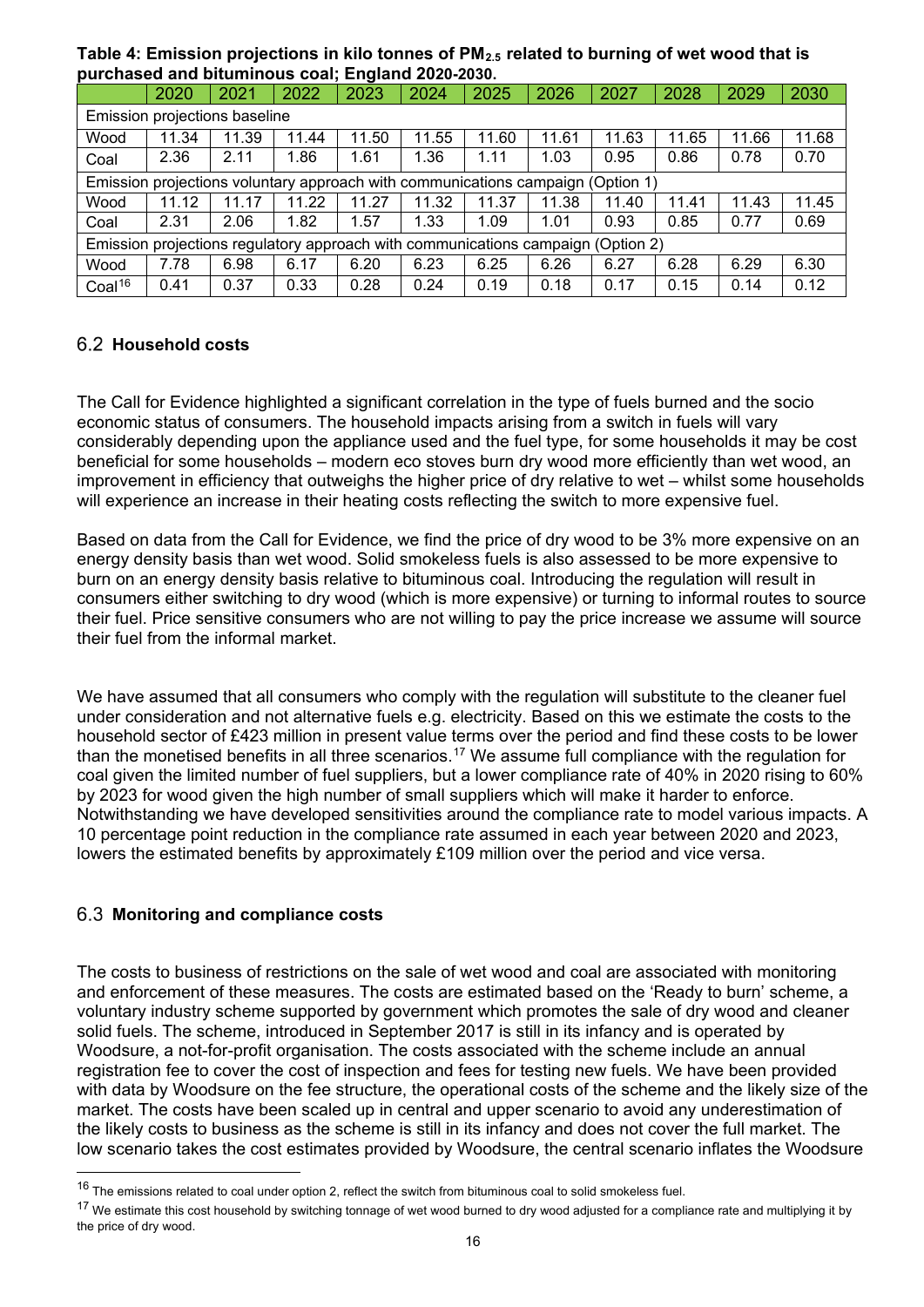**Table 4: Emission projections in kilo tonnes of $PM_{2.5}$ related to burning of wet wood that is purchased and bituminous coal; England 2020-2030.**

| | 2020 | 2021 | 2022 | 2023 | 2024 | 2025 | 2026 | 2027 | 2028 | 2029 | 2030 |
|---|---|---|---|---|---|---|---|---|---|---|---|
| Emission projections baseline | | | | | | | | | | | |
| Wood | 11.34 | 11.39 | 11.44 | 11.50 | 11.55 | 11.60 | 11.61 | 11.63 | 11.65 | 11.66 | 11.68 |
| Coal | 2.36 | 2.11 | 1.86 | 1.61 | 1.36 | 1.11 | 1.03 | 0.95 | 0.86 | 0.78 | 0.70 |
| Emission projections voluntary approach with communications campaign (Option 1) | | | | | | | | | | | |
| Wood | 11.12 | 11.17 | 11.22 | 11.27 | 11.32 | 11.37 | 11.38 | 11.40 | 11.41 | 11.43 | 11.45 |
| Coal | 2.31 | 2.06 | 1.82 | 1.57 | 1.33 | 1.09 | 1.01 | 0.93 | 0.85 | 0.77 | 0.69 |
| Emission projections regulatory approach with communications campaign (Option 2) | | | | | | | | | | | |
| Wood | 7.78 | 6.98 | 6.17 | 6.20 | 6.23 | 6.25 | 6.26 | 6.27 | 6.28 | 6.29 | 6.30 |
| Coal[16] | 0.41 | 0.37 | 0.33 | 0.28 | 0.24 | 0.19 | 0.18 | 0.17 | 0.15 | 0.14 | 0.12 |

## 6.2 Household costs

The Call for Evidence highlighted a significant correlation in the type of fuels burned and the socio economic status of consumers. The household impacts arising from a switch in fuels will vary considerably depending upon the appliance used and the fuel type, for some households it may be cost beneficial for some households – modern eco stoves burn dry wood more efficiently than wet wood, an improvement in efficiency that outweighs the higher price of dry relative to wet – whilst some households will experience an increase in their heating costs reflecting the switch to more expensive fuel.

Based on data from the Call for Evidence, we find the price of dry wood to be 3% more expensive on an energy density basis than wet wood. Solid smokeless fuels is also assessed to be more expensive to burn on an energy density basis relative to bituminous coal. Introducing the regulation will result in consumers either switching to dry wood (which is more expensive) or turning to informal routes to source their fuel. Price sensitive consumers who are not willing to pay the price increase we assume will source their fuel from the informal market.

We have assumed that all consumers who comply with the regulation will substitute to the cleaner fuel under consideration and not alternative fuels e.g. electricity. Based on this we estimate the costs to the household sector of £423 million in present value terms over the period and find these costs to be lower than the monetised benefits in all three scenarios.[17] We assume full compliance with the regulation for coal given the limited number of fuel suppliers, but a lower compliance rate of 40% in 2020 rising to 60% by 2023 for wood given the high number of small suppliers which will make it harder to enforce. Notwithstanding we have developed sensitivities around the compliance rate to model various impacts. A 10 percentage point reduction in the compliance rate assumed in each year between 2020 and 2023, lowers the estimated benefits by approximately £109 million over the period and vice versa.

## 6.3 Monitoring and compliance costs

The costs to business of restrictions on the sale of wet wood and coal are associated with monitoring and enforcement of these measures. The costs are estimated based on the 'Ready to burn' scheme, a voluntary industry scheme supported by government which promotes the sale of dry wood and cleaner solid fuels. The scheme, introduced in September 2017 is still in its infancy and is operated by Woodsure, a not-for-profit organisation. The costs associated with the scheme include an annual registration fee to cover the cost of inspection and fees for testing new fuels. We have been provided with data by Woodsure on the fee structure, the operational costs of the scheme and the likely size of the market. The costs have been scaled up in central and upper scenario to avoid any underestimation of the likely costs to business as the scheme is still in its infancy and does not cover the full market. The low scenario takes the cost estimates provided by Woodsure, the central scenario inflates the Woodsure

---

[16] The emissions related to coal under option 2, reflect the switch from bituminous coal to solid smokeless fuel.

[17] We estimate this cost household by switching tonnage of wet wood burned to dry wood adjusted for a compliance rate and multiplying it by the price of dry wood.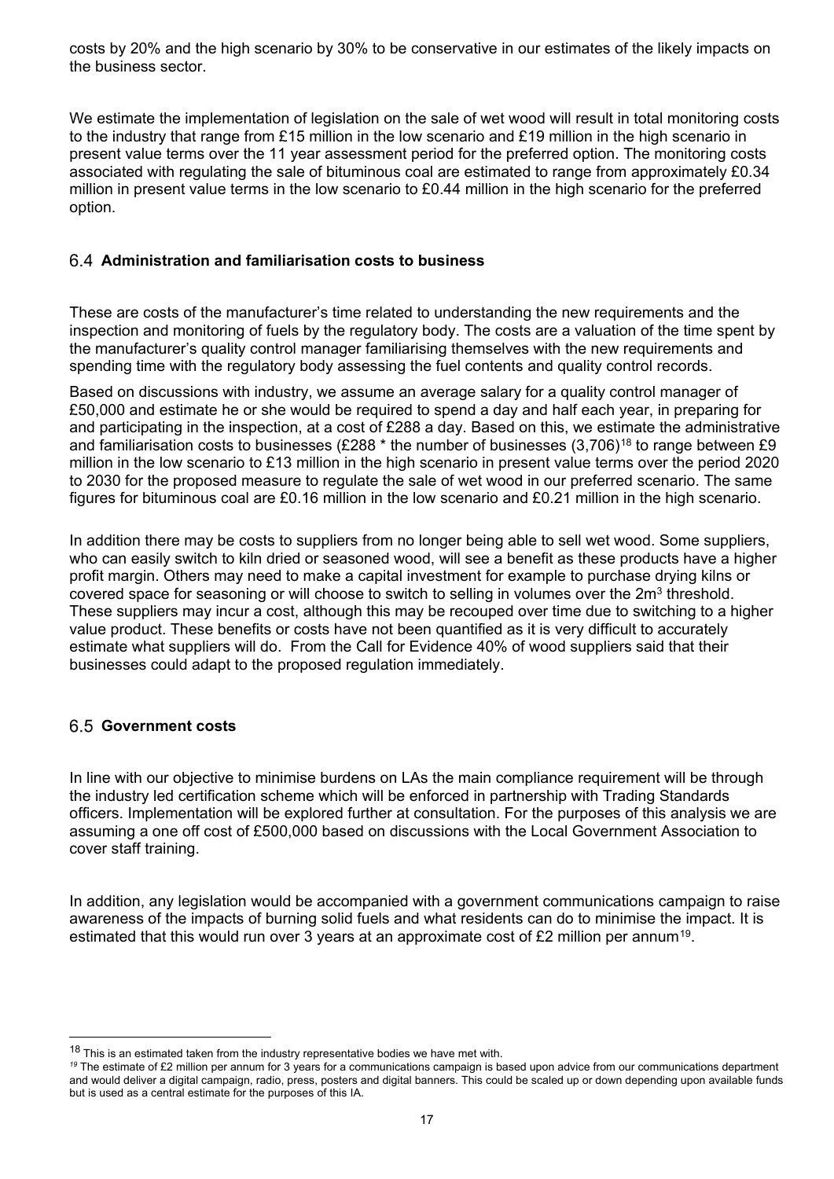costs by 20% and the high scenario by 30% to be conservative in our estimates of the likely impacts on the business sector.

We estimate the implementation of legislation on the sale of wet wood will result in total monitoring costs to the industry that range from £15 million in the low scenario and £19 million in the high scenario in present value terms over the 11 year assessment period for the preferred option. The monitoring costs associated with regulating the sale of bituminous coal are estimated to range from approximately £0.34 million in present value terms in the low scenario to £0.44 million in the high scenario for the preferred option.

## 6.4 Administration and familiarisation costs to business

These are costs of the manufacturer's time related to understanding the new requirements and the inspection and monitoring of fuels by the regulatory body. The costs are a valuation of the time spent by the manufacturer's quality control manager familiarising themselves with the new requirements and spending time with the regulatory body assessing the fuel contents and quality control records.

Based on discussions with industry, we assume an average salary for a quality control manager of £50,000 and estimate he or she would be required to spend a day and half each year, in preparing for and participating in the inspection, at a cost of £288 a day. Based on this, we estimate the administrative and familiarisation costs to businesses (£288 * the number of businesses (3,706)[18] to range between £9 million in the low scenario to £13 million in the high scenario in present value terms over the period 2020 to 2030 for the proposed measure to regulate the sale of wet wood in our preferred scenario. The same figures for bituminous coal are £0.16 million in the low scenario and £0.21 million in the high scenario.

In addition there may be costs to suppliers from no longer being able to sell wet wood. Some suppliers, who can easily switch to kiln dried or seasoned wood, will see a benefit as these products have a higher profit margin. Others may need to make a capital investment for example to purchase drying kilns or covered space for seasoning or will choose to switch to selling in volumes over the $2m^3$ threshold. These suppliers may incur a cost, although this may be recouped over time due to switching to a higher value product. These benefits or costs have not been quantified as it is very difficult to accurately estimate what suppliers will do. From the Call for Evidence 40% of wood suppliers said that their businesses could adapt to the proposed regulation immediately.

## 6.5 Government costs

In line with our objective to minimise burdens on LAs the main compliance requirement will be through the industry led certification scheme which will be enforced in partnership with Trading Standards officers. Implementation will be explored further at consultation. For the purposes of this analysis we are assuming a one off cost of £500,000 based on discussions with the Local Government Association to cover staff training.

In addition, any legislation would be accompanied with a government communications campaign to raise awareness of the impacts of burning solid fuels and what residents can do to minimise the impact. It is estimated that this would run over 3 years at an approximate cost of £2 million per annum[19].

---

[18] This is an estimated taken from the industry representative bodies we have met with.

[19] The estimate of £2 million per annum for 3 years for a communications campaign is based upon advice from our communications department and would deliver a digital campaign, radio, press, posters and digital banners. This could be scaled up or down depending upon available funds but is used as a central estimate for the purposes of this IA.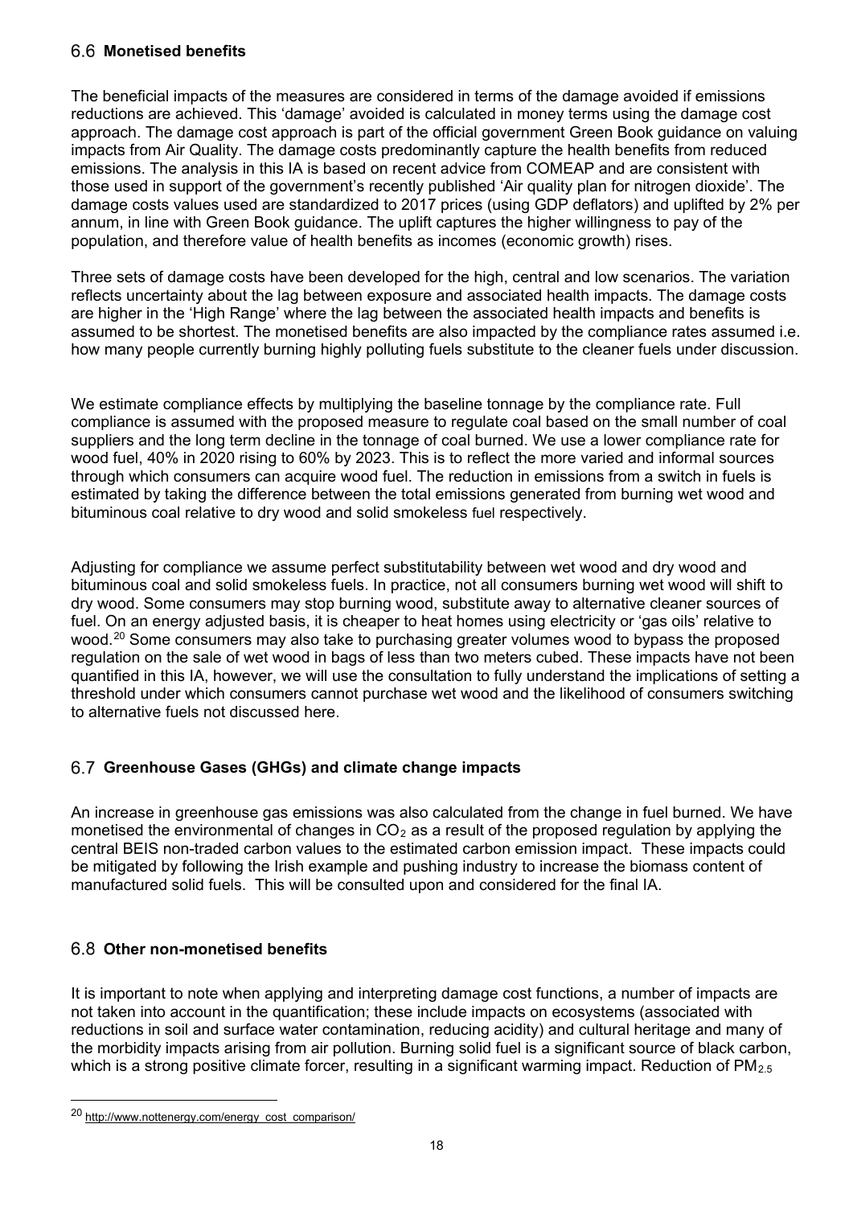## 6.6 Monetised benefits

The beneficial impacts of the measures are considered in terms of the damage avoided if emissions reductions are achieved. This 'damage' avoided is calculated in money terms using the damage cost approach. The damage cost approach is part of the official government Green Book guidance on valuing impacts from Air Quality. The damage costs predominantly capture the health benefits from reduced emissions. The analysis in this IA is based on recent advice from COMEAP and are consistent with those used in support of the government's recently published 'Air quality plan for nitrogen dioxide'. The damage costs values used are standardized to 2017 prices (using GDP deflators) and uplifted by 2% per annum, in line with Green Book guidance. The uplift captures the higher willingness to pay of the population, and therefore value of health benefits as incomes (economic growth) rises.

Three sets of damage costs have been developed for the high, central and low scenarios. The variation reflects uncertainty about the lag between exposure and associated health impacts. The damage costs are higher in the 'High Range' where the lag between the associated health impacts and benefits is assumed to be shortest. The monetised benefits are also impacted by the compliance rates assumed i.e. how many people currently burning highly polluting fuels substitute to the cleaner fuels under discussion.

We estimate compliance effects by multiplying the baseline tonnage by the compliance rate. Full compliance is assumed with the proposed measure to regulate coal based on the small number of coal suppliers and the long term decline in the tonnage of coal burned. We use a lower compliance rate for wood fuel, 40% in 2020 rising to 60% by 2023. This is to reflect the more varied and informal sources through which consumers can acquire wood fuel. The reduction in emissions from a switch in fuels is estimated by taking the difference between the total emissions generated from burning wet wood and bituminous coal relative to dry wood and solid smokeless fuel respectively.

Adjusting for compliance we assume perfect substitutability between wet wood and dry wood and bituminous coal and solid smokeless fuels. In practice, not all consumers burning wet wood will shift to dry wood. Some consumers may stop burning wood, substitute away to alternative cleaner sources of fuel. On an energy adjusted basis, it is cheaper to heat homes using electricity or 'gas oils' relative to wood.[20] Some consumers may also take to purchasing greater volumes wood to bypass the proposed regulation on the sale of wet wood in bags of less than two meters cubed. These impacts have not been quantified in this IA, however, we will use the consultation to fully understand the implications of setting a threshold under which consumers cannot purchase wet wood and the likelihood of consumers switching to alternative fuels not discussed here.

## 6.7 Greenhouse Gases (GHGs) and climate change impacts

An increase in greenhouse gas emissions was also calculated from the change in fuel burned. We have monetised the environmental of changes in $CO_2$ as a result of the proposed regulation by applying the central BEIS non-traded carbon values to the estimated carbon emission impact. These impacts could be mitigated by following the Irish example and pushing industry to increase the biomass content of manufactured solid fuels. This will be consulted upon and considered for the final IA.

## 6.8 Other non-monetised benefits

It is important to note when applying and interpreting damage cost functions, a number of impacts are not taken into account in the quantification; these include impacts on ecosystems (associated with reductions in soil and surface water contamination, reducing acidity) and cultural heritage and many of the morbidity impacts arising from air pollution. Burning solid fuel is a significant source of black carbon, which is a strong positive climate forcer, resulting in a significant warming impact. Reduction of $PM_{2.5}$

[20] http://www.nottenergy.com/energy_cost_comparison/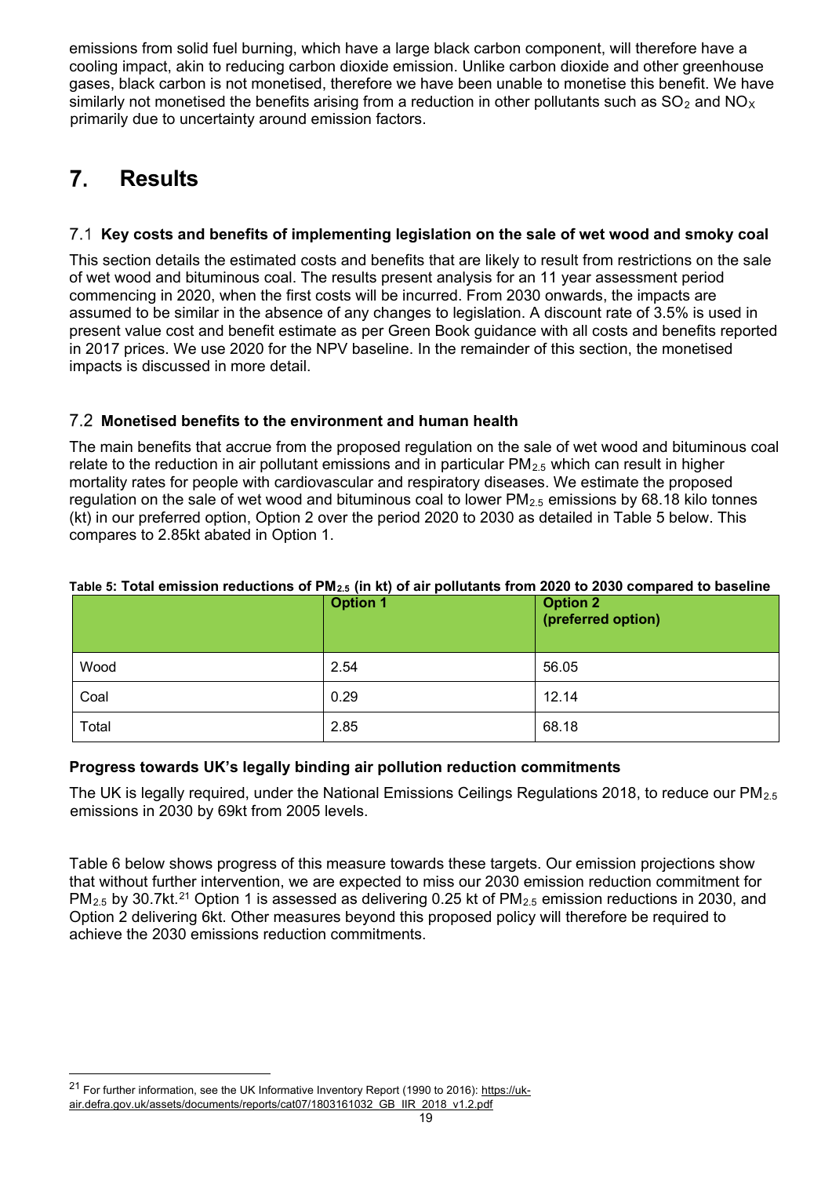emissions from solid fuel burning, which have a large black carbon component, will therefore have a cooling impact, akin to reducing carbon dioxide emission. Unlike carbon dioxide and other greenhouse gases, black carbon is not monetised, therefore we have been unable to monetise this benefit. We have similarly not monetised the benefits arising from a reduction in other pollutants such as $SO_2$ and $NO_X$ primarily due to uncertainty around emission factors.

# 7. Results

## 7.1 Key costs and benefits of implementing legislation on the sale of wet wood and smoky coal

This section details the estimated costs and benefits that are likely to result from restrictions on the sale of wet wood and bituminous coal. The results present analysis for an 11 year assessment period commencing in 2020, when the first costs will be incurred. From 2030 onwards, the impacts are assumed to be similar in the absence of any changes to legislation. A discount rate of 3.5% is used in present value cost and benefit estimate as per Green Book guidance with all costs and benefits reported in 2017 prices. We use 2020 for the NPV baseline. In the remainder of this section, the monetised impacts is discussed in more detail.

## 7.2 Monetised benefits to the environment and human health

The main benefits that accrue from the proposed regulation on the sale of wet wood and bituminous coal relate to the reduction in air pollutant emissions and in particular $PM_{2.5}$ which can result in higher mortality rates for people with cardiovascular and respiratory diseases. We estimate the proposed regulation on the sale of wet wood and bituminous coal to lower $PM_{2.5}$ emissions by 68.18 kilo tonnes (kt) in our preferred option, Option 2 over the period 2020 to 2030 as detailed in Table 5 below. This compares to 2.85kt abated in Option 1.

**Table 5: Total emission reductions of $PM_{2.5}$ (in kt) of air pollutants from 2020 to 2030 compared to baseline**

| | Option 1 | Option 2 (preferred option) |
|---|---|---|
| Wood | 2.54 | 56.05 |
| Coal | 0.29 | 12.14 |
| Total | 2.85 | 68.18 |

**Progress towards UK's legally binding air pollution reduction commitments**

The UK is legally required, under the National Emissions Ceilings Regulations 2018, to reduce our $PM_{2.5}$ emissions in 2030 by 69kt from 2005 levels.

Table 6 below shows progress of this measure towards these targets. Our emission projections show that without further intervention, we are expected to miss our 2030 emission reduction commitment for $PM_{2.5}$ by 30.7kt.[21] Option 1 is assessed as delivering 0.25 kt of $PM_{2.5}$ emission reductions in 2030, and Option 2 delivering 6kt. Other measures beyond this proposed policy will therefore be required to achieve the 2030 emissions reduction commitments.

[21] For further information, see the UK Informative Inventory Report (1990 to 2016): https://uk-air.defra.gov.uk/assets/documents/reports/cat07/1803161032_GB_IIR_2018_v1.2.pdf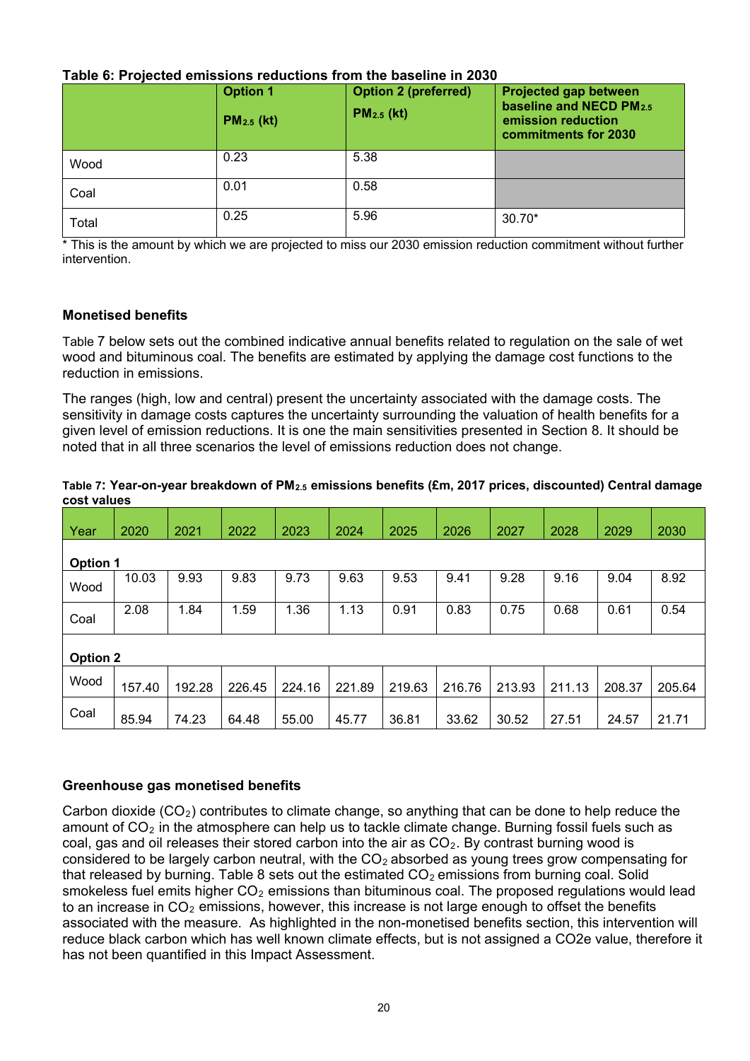**Table 6: Projected emissions reductions from the baseline in 2030**

| | Option 1 $PM_{2.5}$ (kt) | Option 2 (preferred) $PM_{2.5}$ (kt) | Projected gap between baseline and NECD $PM_{2.5}$ emission reduction commitments for 2030 |
|---|---|---|---|
| Wood | 0.23 | 5.38 | |
| Coal | 0.01 | 0.58 | |
| Total | 0.25 | 5.96 | 30.70* |

* This is the amount by which we are projected to miss our 2030 emission reduction commitment without further intervention.

### Monetised benefits

Table 7 below sets out the combined indicative annual benefits related to regulation on the sale of wet wood and bituminous coal. The benefits are estimated by applying the damage cost functions to the reduction in emissions.

The ranges (high, low and central) present the uncertainty associated with the damage costs. The sensitivity in damage costs captures the uncertainty surrounding the valuation of health benefits for a given level of emission reductions. It is one the main sensitivities presented in Section 8. It should be noted that in all three scenarios the level of emissions reduction does not change.

**Table 7: Year-on-year breakdown of $PM_{2.5}$ emissions benefits (£m, 2017 prices, discounted) Central damage cost values**

| Year | 2020 | 2021 | 2022 | 2023 | 2024 | 2025 | 2026 | 2027 | 2028 | 2029 | 2030 |
|---|---|---|---|---|---|---|---|---|---|---|---|
| **Option 1** | | | | | | | | | | | |
| Wood | 10.03 | 9.93 | 9.83 | 9.73 | 9.63 | 9.53 | 9.41 | 9.28 | 9.16 | 9.04 | 8.92 |
| Coal | 2.08 | 1.84 | 1.59 | 1.36 | 1.13 | 0.91 | 0.83 | 0.75 | 0.68 | 0.61 | 0.54 |
| **Option 2** | | | | | | | | | | | |
| Wood | 157.40 | 192.28 | 226.45 | 224.16 | 221.89 | 219.63 | 216.76 | 213.93 | 211.13 | 208.37 | 205.64 |
| Coal | 85.94 | 74.23 | 64.48 | 55.00 | 45.77 | 36.81 | 33.62 | 30.52 | 27.51 | 24.57 | 21.71 |

### Greenhouse gas monetised benefits

Carbon dioxide ($CO_2$) contributes to climate change, so anything that can be done to help reduce the amount of $CO_2$ in the atmosphere can help us to tackle climate change. Burning fossil fuels such as coal, gas and oil releases their stored carbon into the air as $CO_2$. By contrast burning wood is considered to be largely carbon neutral, with the $CO_2$ absorbed as young trees grow compensating for that released by burning. Table 8 sets out the estimated $CO_2$ emissions from burning coal. Solid smokeless fuel emits higher $CO_2$ emissions than bituminous coal. The proposed regulations would lead to an increase in $CO_2$ emissions, however, this increase is not large enough to offset the benefits associated with the measure. As highlighted in the non-monetised benefits section, this intervention will reduce black carbon which has well known climate effects, but is not assigned a CO2e value, therefore it has not been quantified in this Impact Assessment.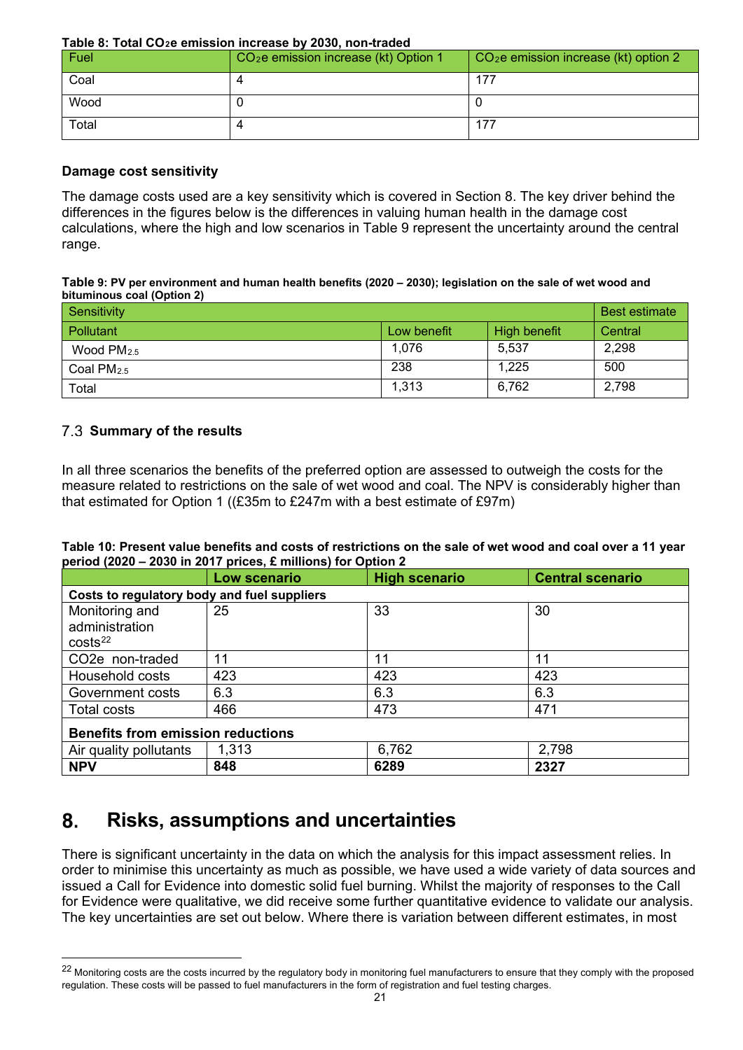**Table 8: Total $CO_2e$ emission increase by 2030, non-traded**

| Fuel | $CO_2e$ emission increase (kt) Option 1 | $CO_2e$ emission increase (kt) option 2 |
|---|---|---|
| Coal | 4 | 177 |
| Wood | 0 | 0 |
| Total | 4 | 177 |

### Damage cost sensitivity

The damage costs used are a key sensitivity which is covered in Section 8. The key driver behind the differences in the figures below is the differences in valuing human health in the damage cost calculations, where the high and low scenarios in Table 9 represent the uncertainty around the central range.

**Table 9: PV per environment and human health benefits (2020 – 2030); legislation on the sale of wet wood and bituminous coal (Option 2)**

| Sensitivity | | | Best estimate |
|---|---|---|---|
| Pollutant | Low benefit | High benefit | Central |
| Wood $PM_{2.5}$ | 1,076 | 5,537 | 2,298 |
| Coal $PM_{2.5}$ | 238 | 1,225 | 500 |
| Total | 1,313 | 6,762 | 2,798 |

## 7.3 Summary of the results

In all three scenarios the benefits of the preferred option are assessed to outweigh the costs for the measure related to restrictions on the sale of wet wood and coal. The NPV is considerably higher than that estimated for Option 1 ((£35m to £247m with a best estimate of £97m)

**Table 10: Present value benefits and costs of restrictions on the sale of wet wood and coal over a 11 year period (2020 – 2030 in 2017 prices, £ millions) for Option 2**

| | **Low scenario** | **High scenario** | **Central scenario** |
|---|---|---|---|
| **Costs to regulatory body and fuel suppliers** | | | |
| Monitoring and administration costs[22] | 25 | 33 | 30 |
| CO2e non-traded | 11 | 11 | 11 |
| Household costs | 423 | 423 | 423 |
| Government costs | 6.3 | 6.3 | 6.3 |
| Total costs | 466 | 473 | 471 |
| **Benefits from emission reductions** | | | |
| Air quality pollutants | 1,313 | 6,762 | 2,798 |
| **NPV** | **848** | **6289** | **2327** |

# 8. Risks, assumptions and uncertainties

There is significant uncertainty in the data on which the analysis for this impact assessment relies. In order to minimise this uncertainty as much as possible, we have used a wide variety of data sources and issued a Call for Evidence into domestic solid fuel burning. Whilst the majority of responses to the Call for Evidence were qualitative, we did receive some further quantitative evidence to validate our analysis. The key uncertainties are set out below. Where there is variation between different estimates, in most

---

[22] Monitoring costs are the costs incurred by the regulatory body in monitoring fuel manufacturers to ensure that they comply with the proposed regulation. These costs will be passed to fuel manufacturers in the form of registration and fuel testing charges.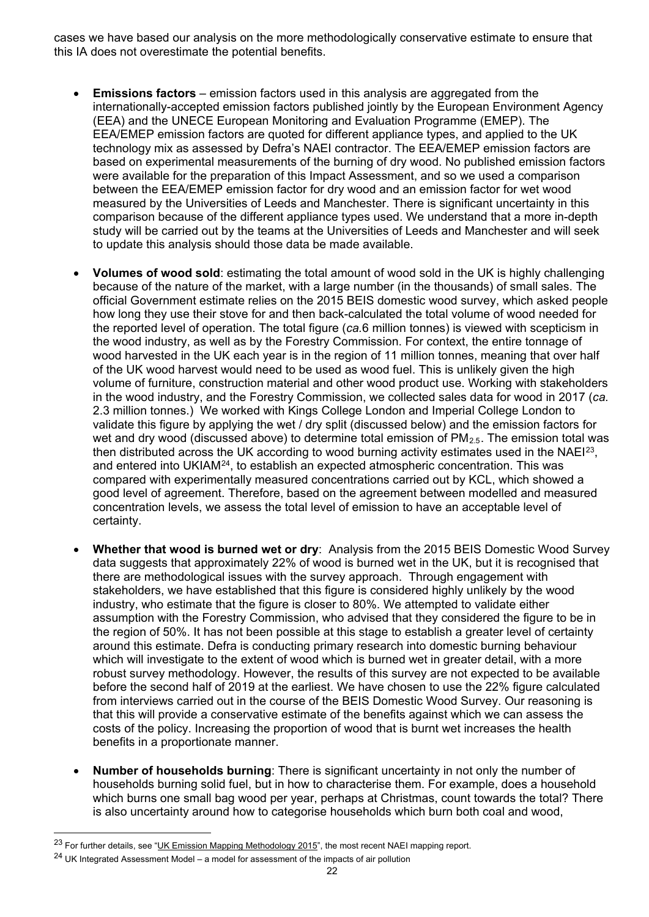cases we have based our analysis on the more methodologically conservative estimate to ensure that this IA does not overestimate the potential benefits.

- **Emissions factors** – emission factors used in this analysis are aggregated from the internationally-accepted emission factors published jointly by the European Environment Agency (EEA) and the UNECE European Monitoring and Evaluation Programme (EMEP). The EEA/EMEP emission factors are quoted for different appliance types, and applied to the UK technology mix as assessed by Defra's NAEI contractor. The EEA/EMEP emission factors are based on experimental measurements of the burning of dry wood. No published emission factors were available for the preparation of this Impact Assessment, and so we used a comparison between the EEA/EMEP emission factor for dry wood and an emission factor for wet wood measured by the Universities of Leeds and Manchester. There is significant uncertainty in this comparison because of the different appliance types used. We understand that a more in-depth study will be carried out by the teams at the Universities of Leeds and Manchester and will seek to update this analysis should those data be made available.

- **Volumes of wood sold**: estimating the total amount of wood sold in the UK is highly challenging because of the nature of the market, with a large number (in the thousands) of small sales. The official Government estimate relies on the 2015 BEIS domestic wood survey, which asked people how long they use their stove for and then back-calculated the total volume of wood needed for the reported level of operation. The total figure (*ca.*6 million tonnes) is viewed with scepticism in the wood industry, as well as by the Forestry Commission. For context, the entire tonnage of wood harvested in the UK each year is in the region of 11 million tonnes, meaning that over half of the UK wood harvest would need to be used as wood fuel. This is unlikely given the high volume of furniture, construction material and other wood product use. Working with stakeholders in the wood industry, and the Forestry Commission, we collected sales data for wood in 2017 (*ca.* 2.3 million tonnes.) We worked with Kings College London and Imperial College London to validate this figure by applying the wet / dry split (discussed below) and the emission factors for wet and dry wood (discussed above) to determine total emission of $PM_{2.5}$. The emission total was then distributed across the UK according to wood burning activity estimates used in the NAEI[23], and entered into UKIAM[24], to establish an expected atmospheric concentration. This was compared with experimentally measured concentrations carried out by KCL, which showed a good level of agreement. Therefore, based on the agreement between modelled and measured concentration levels, we assess the total level of emission to have an acceptable level of certainty.

- **Whether that wood is burned wet or dry**: Analysis from the 2015 BEIS Domestic Wood Survey data suggests that approximately 22% of wood is burned wet in the UK, but it is recognised that there are methodological issues with the survey approach. Through engagement with stakeholders, we have established that this figure is considered highly unlikely by the wood industry, who estimate that the figure is closer to 80%. We attempted to validate either assumption with the Forestry Commission, who advised that they considered the figure to be in the region of 50%. It has not been possible at this stage to establish a greater level of certainty around this estimate. Defra is conducting primary research into domestic burning behaviour which will investigate to the extent of wood which is burned wet in greater detail, with a more robust survey methodology. However, the results of this survey are not expected to be available before the second half of 2019 at the earliest. We have chosen to use the 22% figure calculated from interviews carried out in the course of the BEIS Domestic Wood Survey. Our reasoning is that this will provide a conservative estimate of the benefits against which we can assess the costs of the policy. Increasing the proportion of wood that is burnt wet increases the health benefits in a proportionate manner.

- **Number of households burning**: There is significant uncertainty in not only the number of households burning solid fuel, but in how to characterise them. For example, does a household which burns one small bag wood per year, perhaps at Christmas, count towards the total? There is also uncertainty around how to categorise households which burn both coal and wood,

---

[23] For further details, see "UK Emission Mapping Methodology 2015", the most recent NAEI mapping report.

[24] UK Integrated Assessment Model – a model for assessment of the impacts of air pollution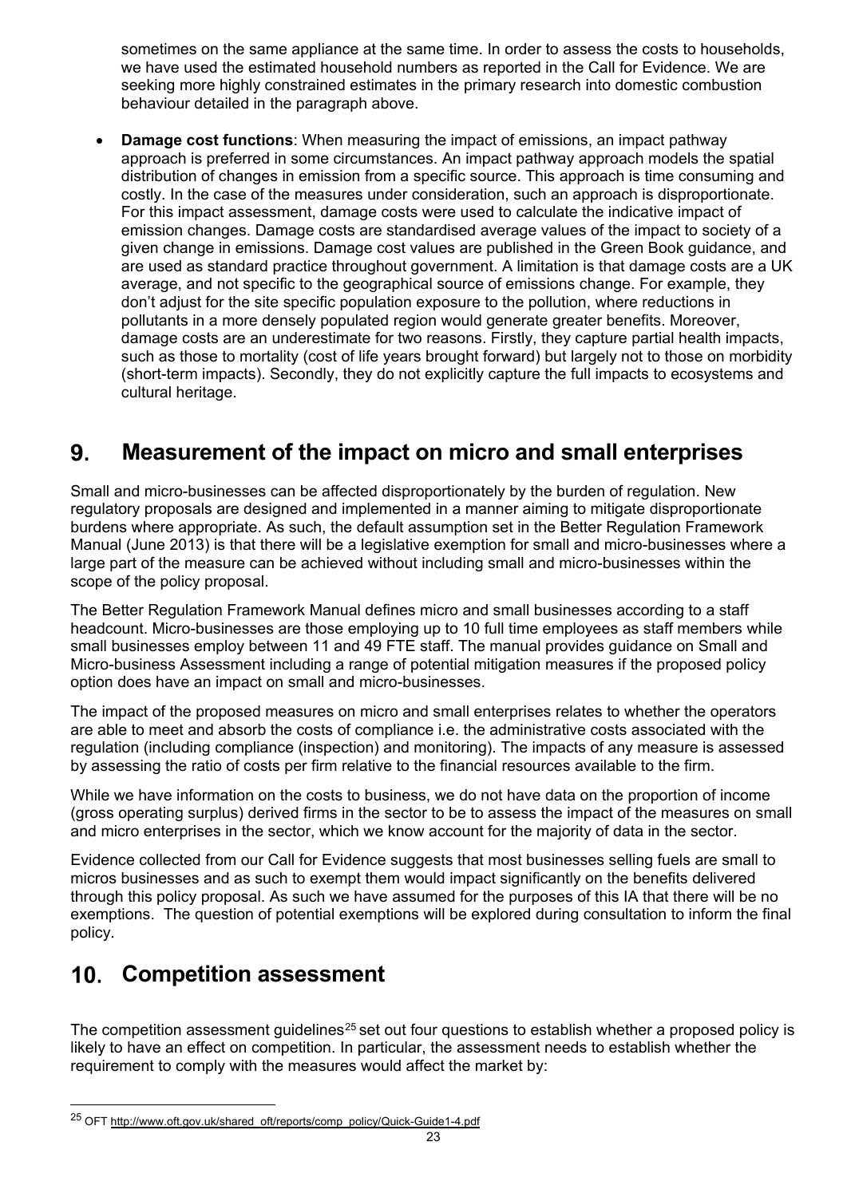sometimes on the same appliance at the same time. In order to assess the costs to households, we have used the estimated household numbers as reported in the Call for Evidence. We are seeking more highly constrained estimates in the primary research into domestic combustion behaviour detailed in the paragraph above.

- **Damage cost functions**: When measuring the impact of emissions, an impact pathway approach is preferred in some circumstances. An impact pathway approach models the spatial distribution of changes in emission from a specific source. This approach is time consuming and costly. In the case of the measures under consideration, such an approach is disproportionate. For this impact assessment, damage costs were used to calculate the indicative impact of emission changes. Damage costs are standardised average values of the impact to society of a given change in emissions. Damage cost values are published in the Green Book guidance, and are used as standard practice throughout government. A limitation is that damage costs are a UK average, and not specific to the geographical source of emissions change. For example, they don't adjust for the site specific population exposure to the pollution, where reductions in pollutants in a more densely populated region would generate greater benefits. Moreover, damage costs are an underestimate for two reasons. Firstly, they capture partial health impacts, such as those to mortality (cost of life years brought forward) but largely not to those on morbidity (short-term impacts). Secondly, they do not explicitly capture the full impacts to ecosystems and cultural heritage.

# 9. Measurement of the impact on micro and small enterprises

Small and micro-businesses can be affected disproportionately by the burden of regulation. New regulatory proposals are designed and implemented in a manner aiming to mitigate disproportionate burdens where appropriate. As such, the default assumption set in the Better Regulation Framework Manual (June 2013) is that there will be a legislative exemption for small and micro-businesses where a large part of the measure can be achieved without including small and micro-businesses within the scope of the policy proposal.

The Better Regulation Framework Manual defines micro and small businesses according to a staff headcount. Micro-businesses are those employing up to 10 full time employees as staff members while small businesses employ between 11 and 49 FTE staff. The manual provides guidance on Small and Micro-business Assessment including a range of potential mitigation measures if the proposed policy option does have an impact on small and micro-businesses.

The impact of the proposed measures on micro and small enterprises relates to whether the operators are able to meet and absorb the costs of compliance i.e. the administrative costs associated with the regulation (including compliance (inspection) and monitoring). The impacts of any measure is assessed by assessing the ratio of costs per firm relative to the financial resources available to the firm.

While we have information on the costs to business, we do not have data on the proportion of income (gross operating surplus) derived firms in the sector to be to assess the impact of the measures on small and micro enterprises in the sector, which we know account for the majority of data in the sector.

Evidence collected from our Call for Evidence suggests that most businesses selling fuels are small to micros businesses and as such to exempt them would impact significantly on the benefits delivered through this policy proposal. As such we have assumed for the purposes of this IA that there will be no exemptions. The question of potential exemptions will be explored during consultation to inform the final policy.

# 10. Competition assessment

The competition assessment guidelines[25] set out four questions to establish whether a proposed policy is likely to have an effect on competition. In particular, the assessment needs to establish whether the requirement to comply with the measures would affect the market by:

[25] OFT http://www.oft.gov.uk/shared_oft/reports/comp_policy/Quick-Guide1-4.pdf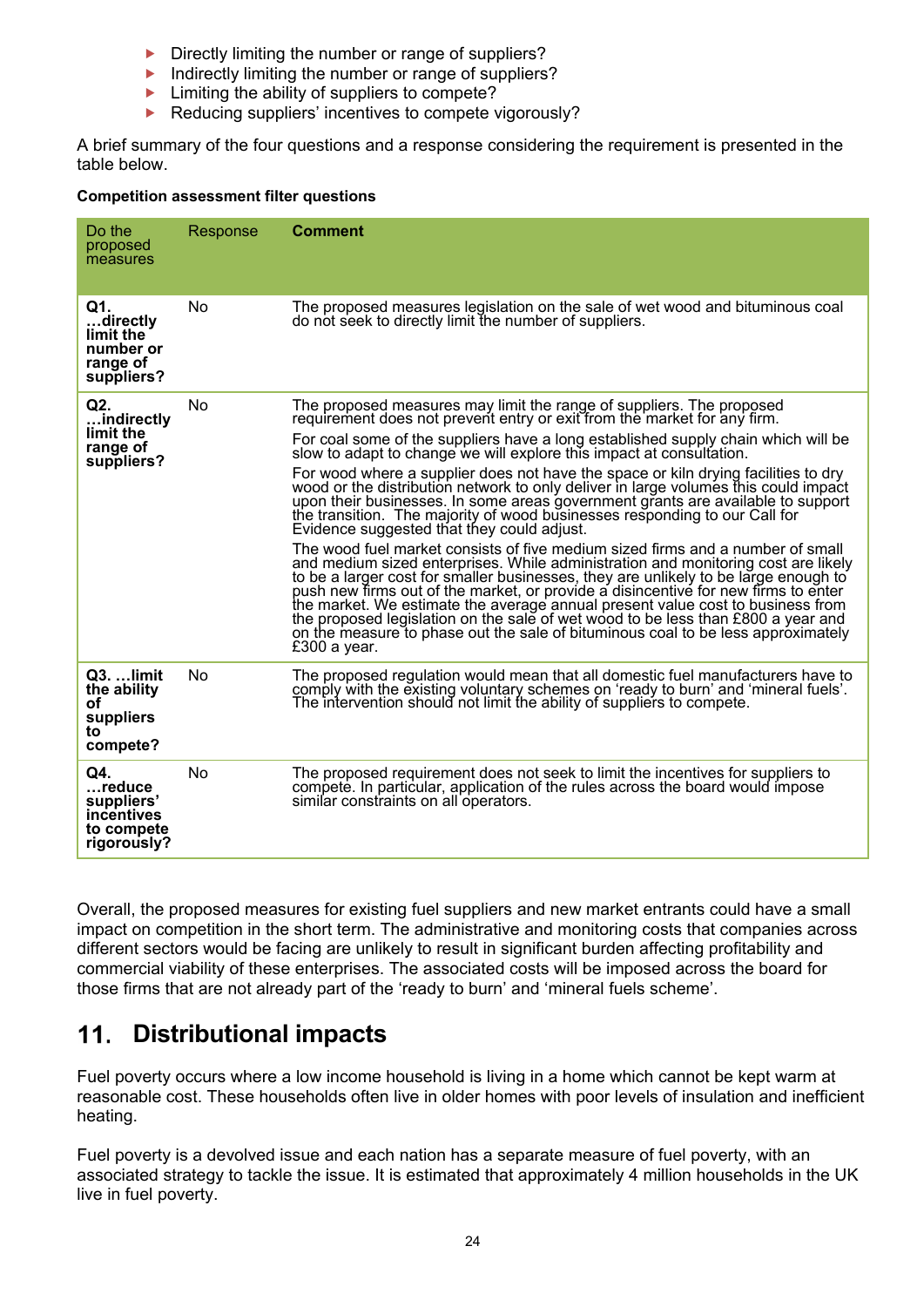- Directly limiting the number or range of suppliers?
- Indirectly limiting the number or range of suppliers?
- Limiting the ability of suppliers to compete?
- Reducing suppliers' incentives to compete vigorously?

A brief summary of the four questions and a response considering the requirement is presented in the table below.

**Competition assessment filter questions**

| Do the proposed measures | Response | **Comment** |
|---|---|---|
| **Q1. …directly limit the number or range of suppliers?** | No | The proposed measures legislation on the sale of wet wood and bituminous coal do not seek to directly limit the number of suppliers. |
| **Q2. …indirectly limit the range of suppliers?** | No | The proposed measures may limit the range of suppliers. The proposed requirement does not prevent entry or exit from the market for any firm.<br><br>For coal some of the suppliers have a long established supply chain which will be slow to adapt to change we will explore this impact at consultation.<br><br>For wood where a supplier does not have the space or kiln drying facilities to dry wood or the distribution network to only deliver in large volumes this could impact upon their businesses. In some areas government grants are available to support the transition. The majority of wood businesses responding to our Call for Evidence suggested that they could adjust.<br><br>The wood fuel market consists of five medium sized firms and a number of small and medium sized enterprises. While administration and monitoring cost are likely to be a larger cost for smaller businesses, they are unlikely to be large enough to push new firms out of the market, or provide a disincentive for new firms to enter the market. We estimate the average annual present value cost to business from the proposed legislation on the sale of wet wood to be less than £800 a year and on the measure to phase out the sale of bituminous coal to be less approximately £300 a year. |
| **Q3. …limit the ability of suppliers to compete?** | No | The proposed regulation would mean that all domestic fuel manufacturers have to comply with the existing voluntary schemes on 'ready to burn' and 'mineral fuels'. The intervention should not limit the ability of suppliers to compete. |
| **Q4. …reduce suppliers' incentives to compete rigorously?** | No | The proposed requirement does not seek to limit the incentives for suppliers to compete. In particular, application of the rules across the board would impose similar constraints on all operators. |

Overall, the proposed measures for existing fuel suppliers and new market entrants could have a small impact on competition in the short term. The administrative and monitoring costs that companies across different sectors would be facing are unlikely to result in significant burden affecting profitability and commercial viability of these enterprises. The associated costs will be imposed across the board for those firms that are not already part of the 'ready to burn' and 'mineral fuels scheme'.

## 11. Distributional impacts

Fuel poverty occurs where a low income household is living in a home which cannot be kept warm at reasonable cost. These households often live in older homes with poor levels of insulation and inefficient heating.

Fuel poverty is a devolved issue and each nation has a separate measure of fuel poverty, with an associated strategy to tackle the issue. It is estimated that approximately 4 million households in the UK live in fuel poverty.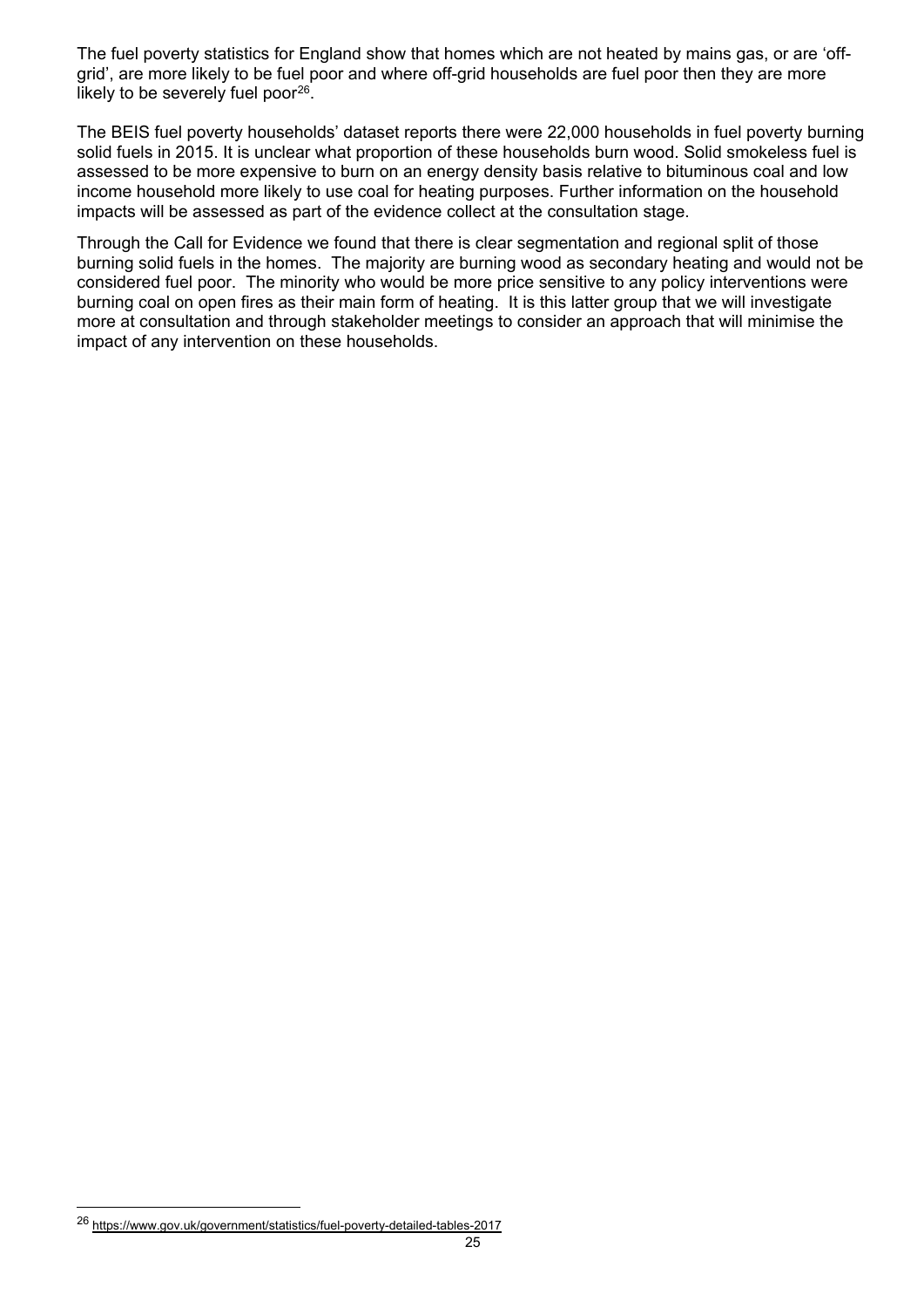The fuel poverty statistics for England show that homes which are not heated by mains gas, or are 'off-grid', are more likely to be fuel poor and where off-grid households are fuel poor then they are more likely to be severely fuel poor[26].

The BEIS fuel poverty households' dataset reports there were 22,000 households in fuel poverty burning solid fuels in 2015. It is unclear what proportion of these households burn wood. Solid smokeless fuel is assessed to be more expensive to burn on an energy density basis relative to bituminous coal and low income household more likely to use coal for heating purposes. Further information on the household impacts will be assessed as part of the evidence collect at the consultation stage.

Through the Call for Evidence we found that there is clear segmentation and regional split of those burning solid fuels in the homes. The majority are burning wood as secondary heating and would not be considered fuel poor. The minority who would be more price sensitive to any policy interventions were burning coal on open fires as their main form of heating. It is this latter group that we will investigate more at consultation and through stakeholder meetings to consider an approach that will minimise the impact of any intervention on these households.

[26] https://www.gov.uk/government/statistics/fuel-poverty-detailed-tables-2017